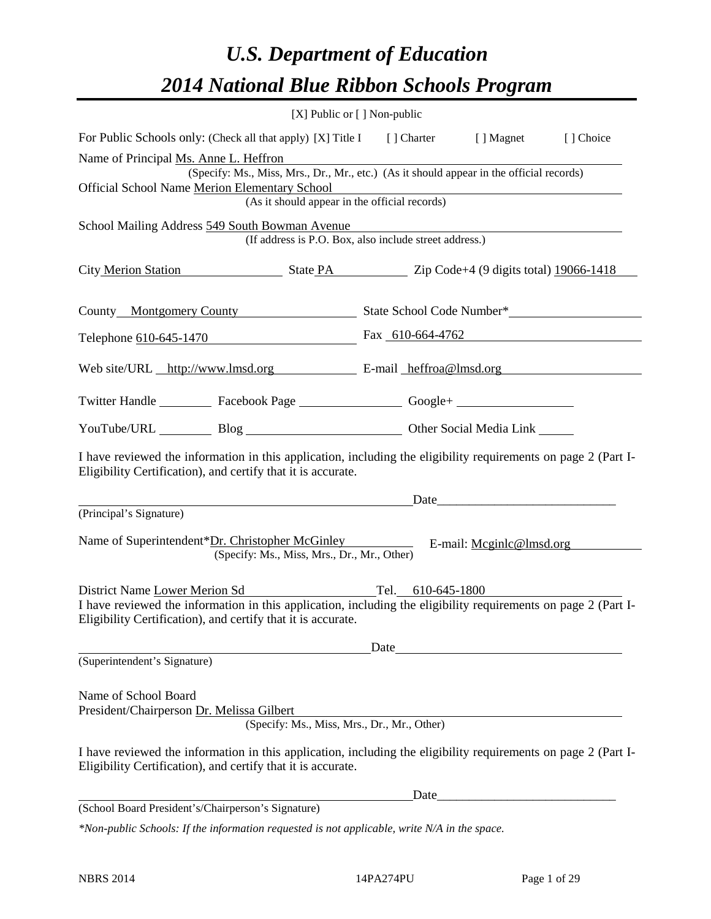# *U.S. Department of Education*

# *2014 National Blue Ribbon Schools Program*

[X] Public or [ ] Non-public

For Public Schools only: (Check all that apply) [X] Title I [ ] Charter [ ] Magnet [ ] Choice

Name of Principal Ms. Anne L. Heffron
(Specify: Ms., Miss, Mrs., Dr., Mr., etc.) (As it should appear in the official records)

Official School Name Merion Elementary School
(As it should appear in the official records)

School Mailing Address 549 South Bowman Avenue
(If address is P.O. Box, also include street address.)

City Merion Station State PA Zip Code+4 (9 digits total) 19066-1418

County Montgomery County State School Code Number*

Telephone 610-645-1470 Fax 610-664-4762

Web site/URL http://www.lmsd.org E-mail heffroa@lmsd.org

Twitter Handle Facebook Page Google+

YouTube/URL Blog Other Social Media Link

I have reviewed the information in this application, including the eligibility requirements on page 2 (Part I-Eligibility Certification), and certify that it is accurate.

Date
(Principal's Signature)

Name of Superintendent*Dr. Christopher McGinley E-mail: Mcginlc@lmsd.org
(Specify: Ms., Miss, Mrs., Dr., Mr., Other)

District Name Lower Merion Sd Tel. 610-645-1800

I have reviewed the information in this application, including the eligibility requirements on page 2 (Part I-Eligibility Certification), and certify that it is accurate.

Date
(Superintendent's Signature)

Name of School Board
President/Chairperson Dr. Melissa Gilbert
(Specify: Ms., Miss, Mrs., Dr., Mr., Other)

I have reviewed the information in this application, including the eligibility requirements on page 2 (Part I-Eligibility Certification), and certify that it is accurate.

Date
(School Board President's/Chairperson's Signature)

*\*Non-public Schools: If the information requested is not applicable, write N/A in the space.*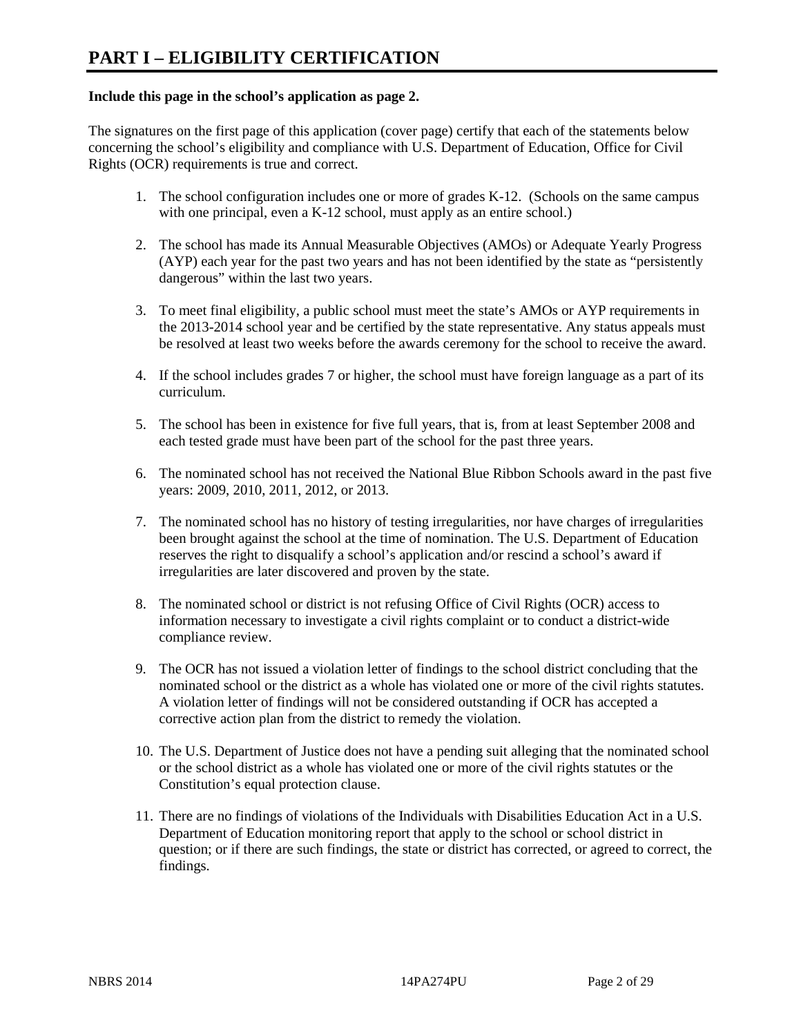# PART I – ELIGIBILITY CERTIFICATION

**Include this page in the school's application as page 2.**

The signatures on the first page of this application (cover page) certify that each of the statements below concerning the school's eligibility and compliance with U.S. Department of Education, Office for Civil Rights (OCR) requirements is true and correct.

1. The school configuration includes one or more of grades K-12. (Schools on the same campus with one principal, even a K-12 school, must apply as an entire school.)

2. The school has made its Annual Measurable Objectives (AMOs) or Adequate Yearly Progress (AYP) each year for the past two years and has not been identified by the state as "persistently dangerous" within the last two years.

3. To meet final eligibility, a public school must meet the state's AMOs or AYP requirements in the 2013-2014 school year and be certified by the state representative. Any status appeals must be resolved at least two weeks before the awards ceremony for the school to receive the award.

4. If the school includes grades 7 or higher, the school must have foreign language as a part of its curriculum.

5. The school has been in existence for five full years, that is, from at least September 2008 and each tested grade must have been part of the school for the past three years.

6. The nominated school has not received the National Blue Ribbon Schools award in the past five years: 2009, 2010, 2011, 2012, or 2013.

7. The nominated school has no history of testing irregularities, nor have charges of irregularities been brought against the school at the time of nomination. The U.S. Department of Education reserves the right to disqualify a school's application and/or rescind a school's award if irregularities are later discovered and proven by the state.

8. The nominated school or district is not refusing Office of Civil Rights (OCR) access to information necessary to investigate a civil rights complaint or to conduct a district-wide compliance review.

9. The OCR has not issued a violation letter of findings to the school district concluding that the nominated school or the district as a whole has violated one or more of the civil rights statutes. A violation letter of findings will not be considered outstanding if OCR has accepted a corrective action plan from the district to remedy the violation.

10. The U.S. Department of Justice does not have a pending suit alleging that the nominated school or the school district as a whole has violated one or more of the civil rights statutes or the Constitution's equal protection clause.

11. There are no findings of violations of the Individuals with Disabilities Education Act in a U.S. Department of Education monitoring report that apply to the school or school district in question; or if there are such findings, the state or district has corrected, or agreed to correct, the findings.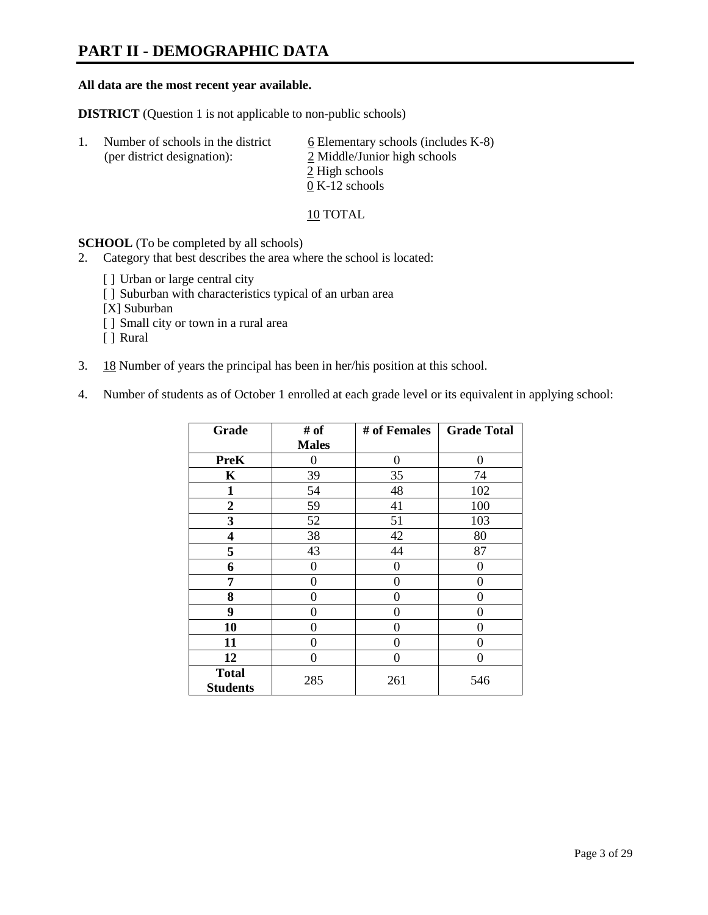# PART II - DEMOGRAPHIC DATA

**All data are the most recent year available.**

**DISTRICT** (Question 1 is not applicable to non-public schools)

1. Number of schools in the district (per district designation):
   - 6 Elementary schools (includes K-8)
   - 2 Middle/Junior high schools
   - 2 High schools
   - 0 K-12 schools

   10 TOTAL

**SCHOOL** (To be completed by all schools)

2. Category that best describes the area where the school is located:

   [ ] Urban or large central city
   [ ] Suburban with characteristics typical of an urban area
   [X] Suburban
   [ ] Small city or town in a rural area
   [ ] Rural

3. 18 Number of years the principal has been in her/his position at this school.

4. Number of students as of October 1 enrolled at each grade level or its equivalent in applying school:

| Grade | # of Males | # of Females | Grade Total |
|---|---|---|---|
| **PreK** | 0 | 0 | 0 |
| **K** | 39 | 35 | 74 |
| **1** | 54 | 48 | 102 |
| **2** | 59 | 41 | 100 |
| **3** | 52 | 51 | 103 |
| **4** | 38 | 42 | 80 |
| **5** | 43 | 44 | 87 |
| **6** | 0 | 0 | 0 |
| **7** | 0 | 0 | 0 |
| **8** | 0 | 0 | 0 |
| **9** | 0 | 0 | 0 |
| **10** | 0 | 0 | 0 |
| **11** | 0 | 0 | 0 |
| **12** | 0 | 0 | 0 |
| **Total Students** | 285 | 261 | 546 |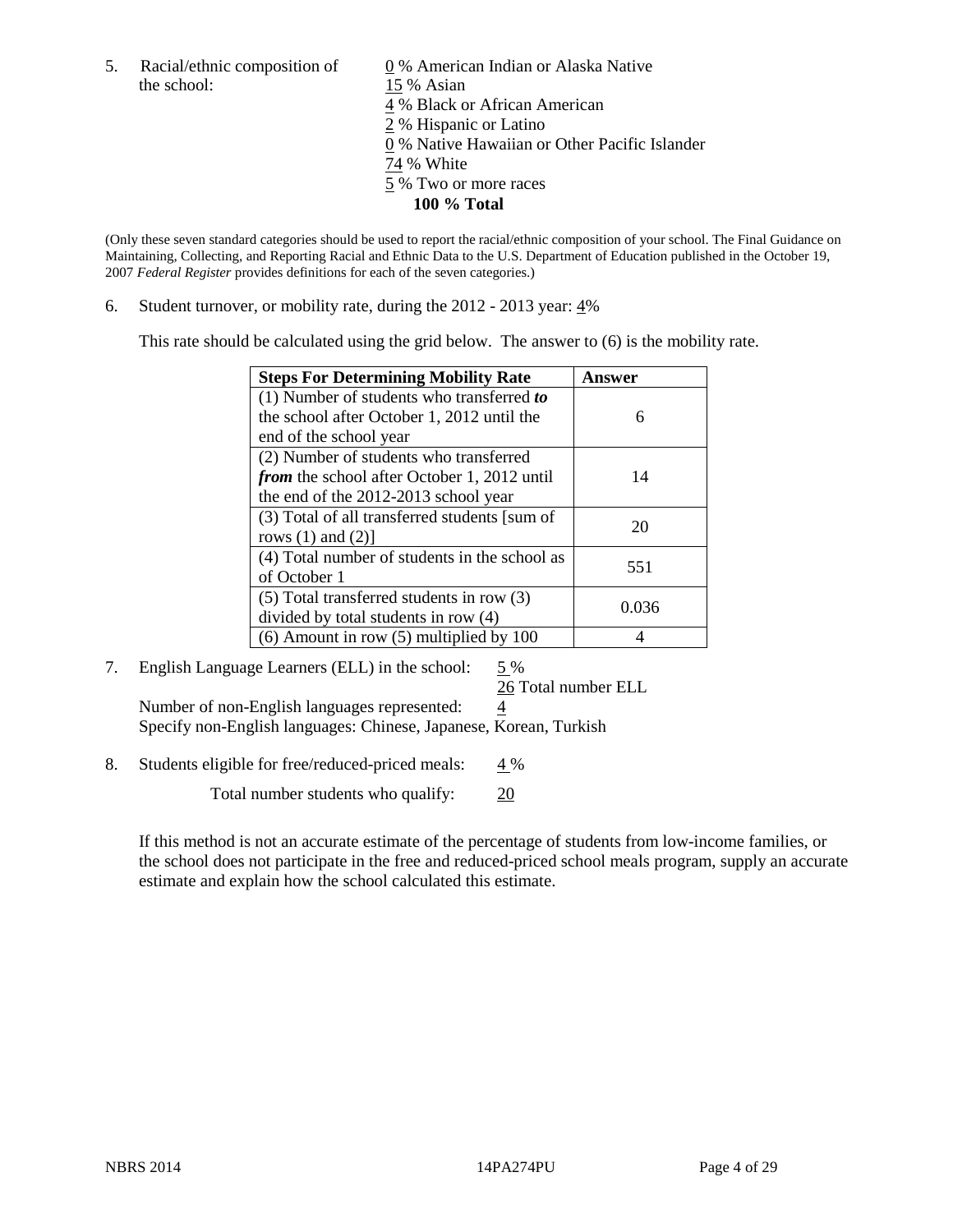5. Racial/ethnic composition of the school:

0 % American Indian or Alaska Native
15 % Asian
4 % Black or African American
2 % Hispanic or Latino
0 % Native Hawaiian or Other Pacific Islander
74 % White
5 % Two or more races
**100 % Total**

(Only these seven standard categories should be used to report the racial/ethnic composition of your school. The Final Guidance on Maintaining, Collecting, and Reporting Racial and Ethnic Data to the U.S. Department of Education published in the October 19, 2007 *Federal Register* provides definitions for each of the seven categories.)

6. Student turnover, or mobility rate, during the 2012 - 2013 year: 4%

This rate should be calculated using the grid below. The answer to (6) is the mobility rate.

| **Steps For Determining Mobility Rate** | **Answer** |
|---|---|
| (1) Number of students who transferred ***to*** the school after October 1, 2012 until the end of the school year | 6 |
| (2) Number of students who transferred ***from*** the school after October 1, 2012 until the end of the 2012-2013 school year | 14 |
| (3) Total of all transferred students [sum of rows (1) and (2)] | 20 |
| (4) Total number of students in the school as of October 1 | 551 |
| (5) Total transferred students in row (3) divided by total students in row (4) | 0.036 |
| (6) Amount in row (5) multiplied by 100 | 4 |

7. English Language Learners (ELL) in the school: 5 %
26 Total number ELL
Number of non-English languages represented: 4
Specify non-English languages: Chinese, Japanese, Korean, Turkish

8. Students eligible for free/reduced-priced meals: 4 %
Total number students who qualify: 20

If this method is not an accurate estimate of the percentage of students from low-income families, or the school does not participate in the free and reduced-priced school meals program, supply an accurate estimate and explain how the school calculated this estimate.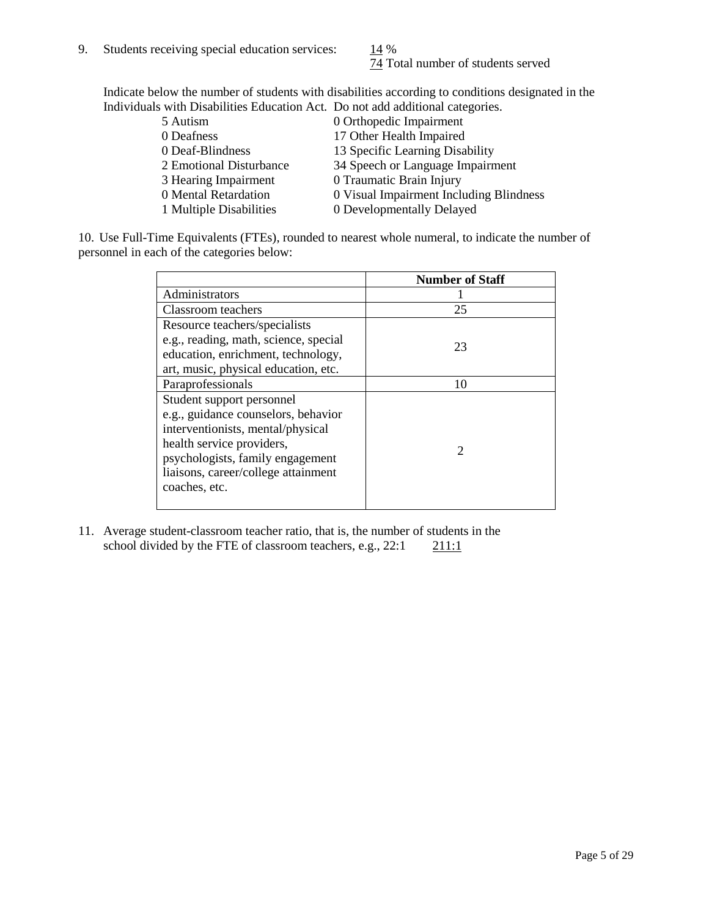9. Students receiving special education services: 14 %
74 Total number of students served

Indicate below the number of students with disabilities according to conditions designated in the Individuals with Disabilities Education Act. Do not add additional categories.

| | |
|---|---|
| 5 Autism | 0 Orthopedic Impairment |
| 0 Deafness | 17 Other Health Impaired |
| 0 Deaf-Blindness | 13 Specific Learning Disability |
| 2 Emotional Disturbance | 34 Speech or Language Impairment |
| 3 Hearing Impairment | 0 Traumatic Brain Injury |
| 0 Mental Retardation | 0 Visual Impairment Including Blindness |
| 1 Multiple Disabilities | 0 Developmentally Delayed |

10. Use Full-Time Equivalents (FTEs), rounded to nearest whole numeral, to indicate the number of personnel in each of the categories below:

| | **Number of Staff** |
|---|---|
| Administrators | 1 |
| Classroom teachers | 25 |
| Resource teachers/specialists e.g., reading, math, science, special education, enrichment, technology, art, music, physical education, etc. | 23 |
| Paraprofessionals | 10 |
| Student support personnel e.g., guidance counselors, behavior interventionists, mental/physical health service providers, psychologists, family engagement liaisons, career/college attainment coaches, etc. | 2 |

11. Average student-classroom teacher ratio, that is, the number of students in the school divided by the FTE of classroom teachers, e.g., 22:1 211:1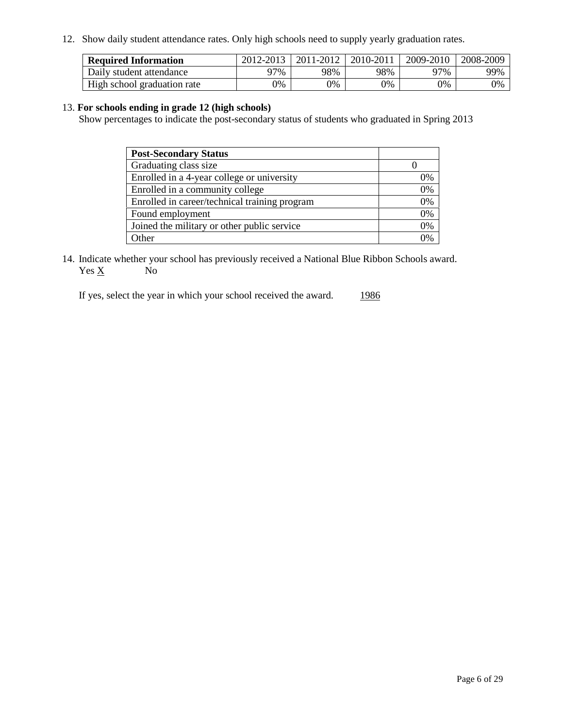12. Show daily student attendance rates. Only high schools need to supply yearly graduation rates.

| **Required Information** | 2012-2013 | 2011-2012 | 2010-2011 | 2009-2010 | 2008-2009 |
|---|---|---|---|---|---|
| Daily student attendance | 97% | 98% | 98% | 97% | 99% |
| High school graduation rate | 0% | 0% | 0% | 0% | 0% |

13. **For schools ending in grade 12 (high schools)**
Show percentages to indicate the post-secondary status of students who graduated in Spring 2013

| **Post-Secondary Status** | |
|---|---|
| Graduating class size | 0 |
| Enrolled in a 4-year college or university | 0% |
| Enrolled in a community college | 0% |
| Enrolled in career/technical training program | 0% |
| Found employment | 0% |
| Joined the military or other public service | 0% |
| Other | 0% |

14. Indicate whether your school has previously received a National Blue Ribbon Schools award.
Yes X No

If yes, select the year in which your school received the award. 1986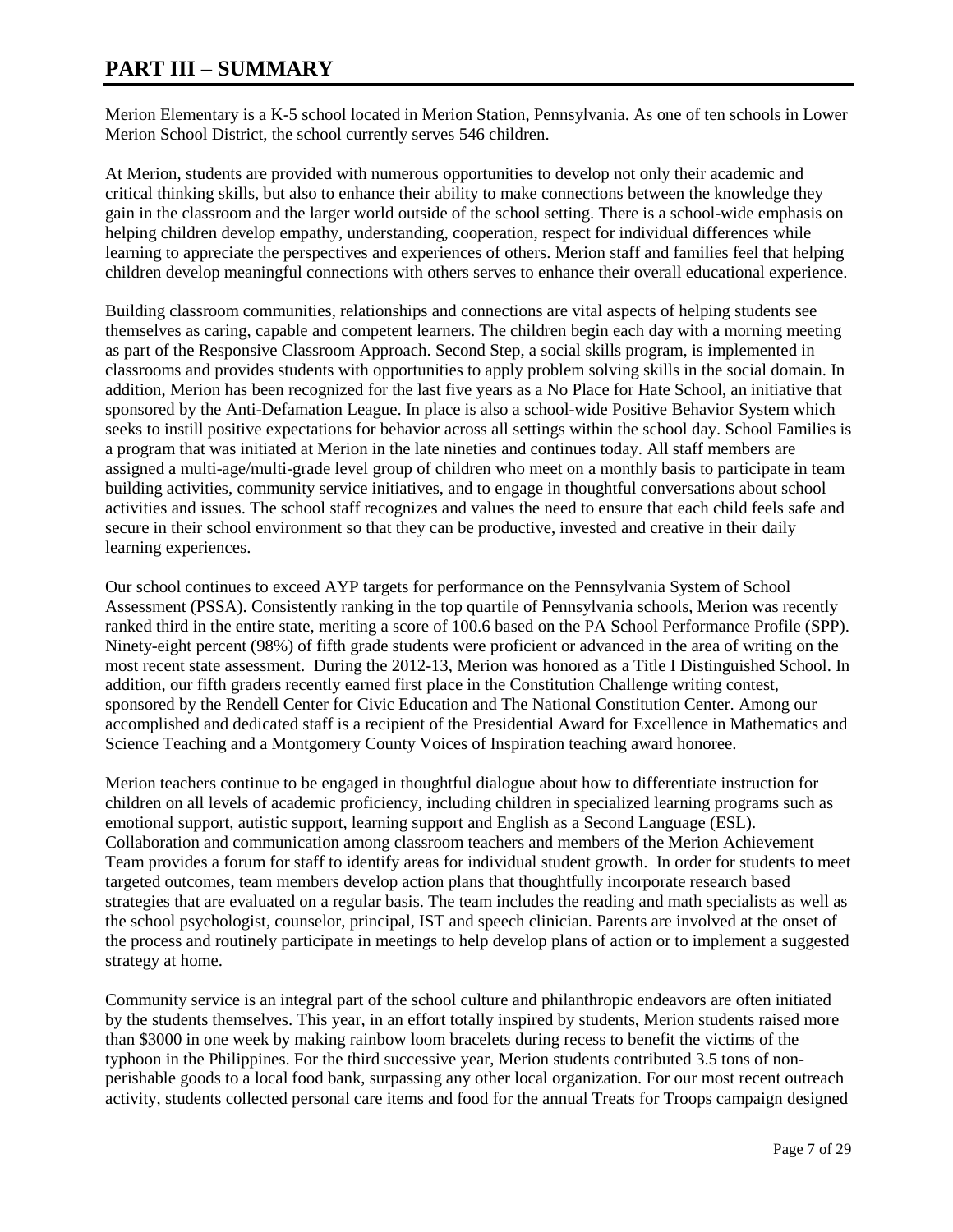# PART III – SUMMARY

Merion Elementary is a K-5 school located in Merion Station, Pennsylvania. As one of ten schools in Lower Merion School District, the school currently serves 546 children.

At Merion, students are provided with numerous opportunities to develop not only their academic and critical thinking skills, but also to enhance their ability to make connections between the knowledge they gain in the classroom and the larger world outside of the school setting. There is a school-wide emphasis on helping children develop empathy, understanding, cooperation, respect for individual differences while learning to appreciate the perspectives and experiences of others. Merion staff and families feel that helping children develop meaningful connections with others serves to enhance their overall educational experience.

Building classroom communities, relationships and connections are vital aspects of helping students see themselves as caring, capable and competent learners. The children begin each day with a morning meeting as part of the Responsive Classroom Approach. Second Step, a social skills program, is implemented in classrooms and provides students with opportunities to apply problem solving skills in the social domain. In addition, Merion has been recognized for the last five years as a No Place for Hate School, an initiative that sponsored by the Anti-Defamation League. In place is also a school-wide Positive Behavior System which seeks to instill positive expectations for behavior across all settings within the school day. School Families is a program that was initiated at Merion in the late nineties and continues today. All staff members are assigned a multi-age/multi-grade level group of children who meet on a monthly basis to participate in team building activities, community service initiatives, and to engage in thoughtful conversations about school activities and issues. The school staff recognizes and values the need to ensure that each child feels safe and secure in their school environment so that they can be productive, invested and creative in their daily learning experiences.

Our school continues to exceed AYP targets for performance on the Pennsylvania System of School Assessment (PSSA). Consistently ranking in the top quartile of Pennsylvania schools, Merion was recently ranked third in the entire state, meriting a score of 100.6 based on the PA School Performance Profile (SPP). Ninety-eight percent (98%) of fifth grade students were proficient or advanced in the area of writing on the most recent state assessment. During the 2012-13, Merion was honored as a Title I Distinguished School. In addition, our fifth graders recently earned first place in the Constitution Challenge writing contest, sponsored by the Rendell Center for Civic Education and The National Constitution Center. Among our accomplished and dedicated staff is a recipient of the Presidential Award for Excellence in Mathematics and Science Teaching and a Montgomery County Voices of Inspiration teaching award honoree.

Merion teachers continue to be engaged in thoughtful dialogue about how to differentiate instruction for children on all levels of academic proficiency, including children in specialized learning programs such as emotional support, autistic support, learning support and English as a Second Language (ESL). Collaboration and communication among classroom teachers and members of the Merion Achievement Team provides a forum for staff to identify areas for individual student growth. In order for students to meet targeted outcomes, team members develop action plans that thoughtfully incorporate research based strategies that are evaluated on a regular basis. The team includes the reading and math specialists as well as the school psychologist, counselor, principal, IST and speech clinician. Parents are involved at the onset of the process and routinely participate in meetings to help develop plans of action or to implement a suggested strategy at home.

Community service is an integral part of the school culture and philanthropic endeavors are often initiated by the students themselves. This year, in an effort totally inspired by students, Merion students raised more than $3000 in one week by making rainbow loom bracelets during recess to benefit the victims of the typhoon in the Philippines. For the third successive year, Merion students contributed 3.5 tons of non-perishable goods to a local food bank, surpassing any other local organization. For our most recent outreach activity, students collected personal care items and food for the annual Treats for Troops campaign designed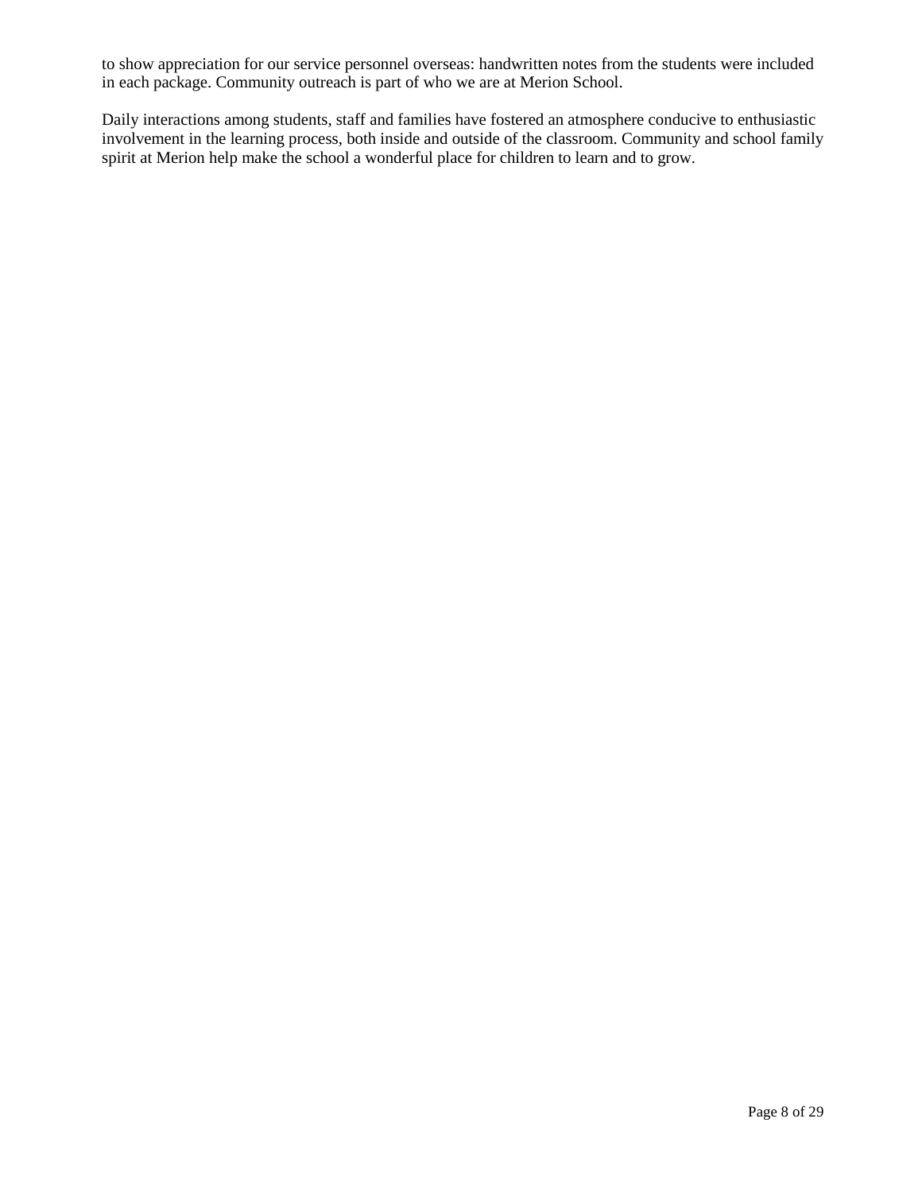to show appreciation for our service personnel overseas: handwritten notes from the students were included in each package. Community outreach is part of who we are at Merion School.

Daily interactions among students, staff and families have fostered an atmosphere conducive to enthusiastic involvement in the learning process, both inside and outside of the classroom. Community and school family spirit at Merion help make the school a wonderful place for children to learn and to grow.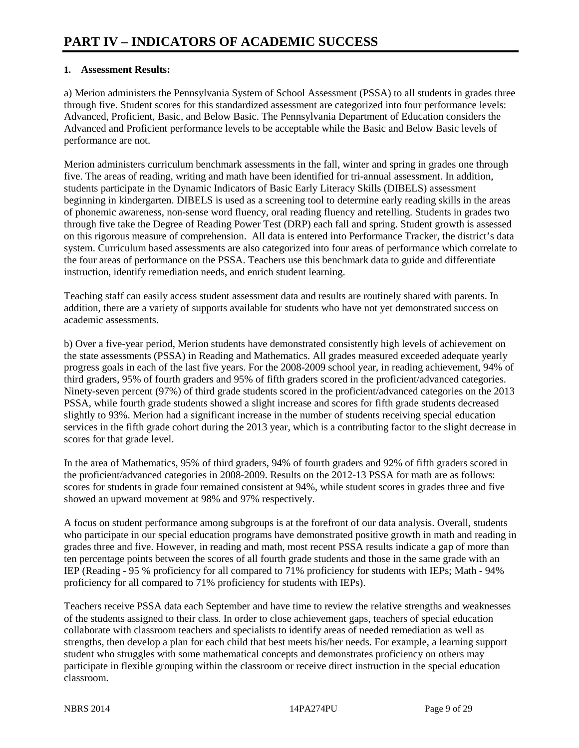# PART IV – INDICATORS OF ACADEMIC SUCCESS

**1. Assessment Results:**

a) Merion administers the Pennsylvania System of School Assessment (PSSA) to all students in grades three through five. Student scores for this standardized assessment are categorized into four performance levels: Advanced, Proficient, Basic, and Below Basic. The Pennsylvania Department of Education considers the Advanced and Proficient performance levels to be acceptable while the Basic and Below Basic levels of performance are not.

Merion administers curriculum benchmark assessments in the fall, winter and spring in grades one through five. The areas of reading, writing and math have been identified for tri-annual assessment. In addition, students participate in the Dynamic Indicators of Basic Early Literacy Skills (DIBELS) assessment beginning in kindergarten. DIBELS is used as a screening tool to determine early reading skills in the areas of phonemic awareness, non-sense word fluency, oral reading fluency and retelling. Students in grades two through five take the Degree of Reading Power Test (DRP) each fall and spring. Student growth is assessed on this rigorous measure of comprehension. All data is entered into Performance Tracker, the district's data system. Curriculum based assessments are also categorized into four areas of performance which correlate to the four areas of performance on the PSSA. Teachers use this benchmark data to guide and differentiate instruction, identify remediation needs, and enrich student learning.

Teaching staff can easily access student assessment data and results are routinely shared with parents. In addition, there are a variety of supports available for students who have not yet demonstrated success on academic assessments.

b) Over a five-year period, Merion students have demonstrated consistently high levels of achievement on the state assessments (PSSA) in Reading and Mathematics. All grades measured exceeded adequate yearly progress goals in each of the last five years. For the 2008-2009 school year, in reading achievement, 94% of third graders, 95% of fourth graders and 95% of fifth graders scored in the proficient/advanced categories. Ninety-seven percent (97%) of third grade students scored in the proficient/advanced categories on the 2013 PSSA, while fourth grade students showed a slight increase and scores for fifth grade students decreased slightly to 93%. Merion had a significant increase in the number of students receiving special education services in the fifth grade cohort during the 2013 year, which is a contributing factor to the slight decrease in scores for that grade level.

In the area of Mathematics, 95% of third graders, 94% of fourth graders and 92% of fifth graders scored in the proficient/advanced categories in 2008-2009. Results on the 2012-13 PSSA for math are as follows: scores for students in grade four remained consistent at 94%, while student scores in grades three and five showed an upward movement at 98% and 97% respectively.

A focus on student performance among subgroups is at the forefront of our data analysis. Overall, students who participate in our special education programs have demonstrated positive growth in math and reading in grades three and five. However, in reading and math, most recent PSSA results indicate a gap of more than ten percentage points between the scores of all fourth grade students and those in the same grade with an IEP (Reading - 95 % proficiency for all compared to 71% proficiency for students with IEPs; Math - 94% proficiency for all compared to 71% proficiency for students with IEPs).

Teachers receive PSSA data each September and have time to review the relative strengths and weaknesses of the students assigned to their class. In order to close achievement gaps, teachers of special education collaborate with classroom teachers and specialists to identify areas of needed remediation as well as strengths, then develop a plan for each child that best meets his/her needs. For example, a learning support student who struggles with some mathematical concepts and demonstrates proficiency on others may participate in flexible grouping within the classroom or receive direct instruction in the special education classroom.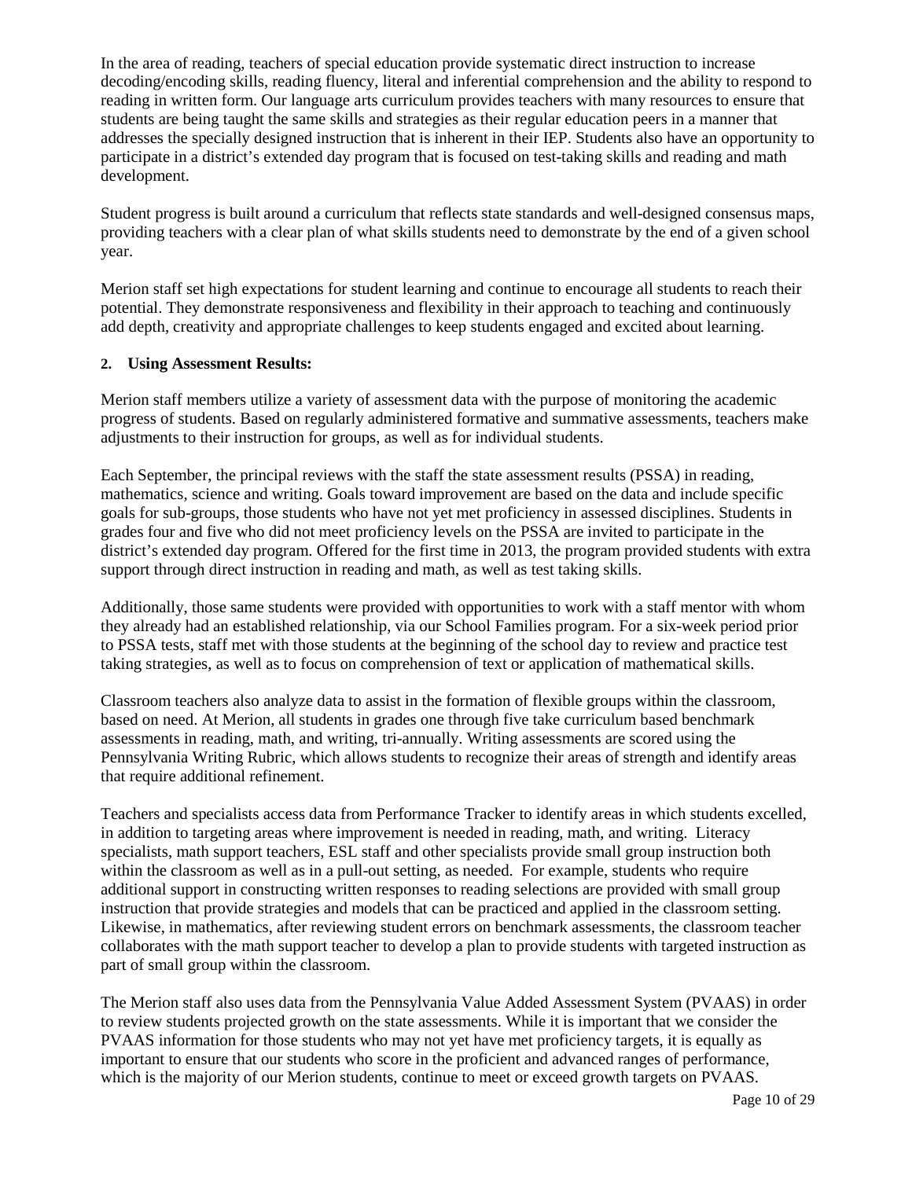In the area of reading, teachers of special education provide systematic direct instruction to increase decoding/encoding skills, reading fluency, literal and inferential comprehension and the ability to respond to reading in written form. Our language arts curriculum provides teachers with many resources to ensure that students are being taught the same skills and strategies as their regular education peers in a manner that addresses the specially designed instruction that is inherent in their IEP. Students also have an opportunity to participate in a district's extended day program that is focused on test-taking skills and reading and math development.

Student progress is built around a curriculum that reflects state standards and well-designed consensus maps, providing teachers with a clear plan of what skills students need to demonstrate by the end of a given school year.

Merion staff set high expectations for student learning and continue to encourage all students to reach their potential. They demonstrate responsiveness and flexibility in their approach to teaching and continuously add depth, creativity and appropriate challenges to keep students engaged and excited about learning.

**2. Using Assessment Results:**

Merion staff members utilize a variety of assessment data with the purpose of monitoring the academic progress of students. Based on regularly administered formative and summative assessments, teachers make adjustments to their instruction for groups, as well as for individual students.

Each September, the principal reviews with the staff the state assessment results (PSSA) in reading, mathematics, science and writing. Goals toward improvement are based on the data and include specific goals for sub-groups, those students who have not yet met proficiency in assessed disciplines. Students in grades four and five who did not meet proficiency levels on the PSSA are invited to participate in the district's extended day program. Offered for the first time in 2013, the program provided students with extra support through direct instruction in reading and math, as well as test taking skills.

Additionally, those same students were provided with opportunities to work with a staff mentor with whom they already had an established relationship, via our School Families program. For a six-week period prior to PSSA tests, staff met with those students at the beginning of the school day to review and practice test taking strategies, as well as to focus on comprehension of text or application of mathematical skills.

Classroom teachers also analyze data to assist in the formation of flexible groups within the classroom, based on need. At Merion, all students in grades one through five take curriculum based benchmark assessments in reading, math, and writing, tri-annually. Writing assessments are scored using the Pennsylvania Writing Rubric, which allows students to recognize their areas of strength and identify areas that require additional refinement.

Teachers and specialists access data from Performance Tracker to identify areas in which students excelled, in addition to targeting areas where improvement is needed in reading, math, and writing. Literacy specialists, math support teachers, ESL staff and other specialists provide small group instruction both within the classroom as well as in a pull-out setting, as needed. For example, students who require additional support in constructing written responses to reading selections are provided with small group instruction that provide strategies and models that can be practiced and applied in the classroom setting. Likewise, in mathematics, after reviewing student errors on benchmark assessments, the classroom teacher collaborates with the math support teacher to develop a plan to provide students with targeted instruction as part of small group within the classroom.

The Merion staff also uses data from the Pennsylvania Value Added Assessment System (PVAAS) in order to review students projected growth on the state assessments. While it is important that we consider the PVAAS information for those students who may not yet have met proficiency targets, it is equally as important to ensure that our students who score in the proficient and advanced ranges of performance, which is the majority of our Merion students, continue to meet or exceed growth targets on PVAAS.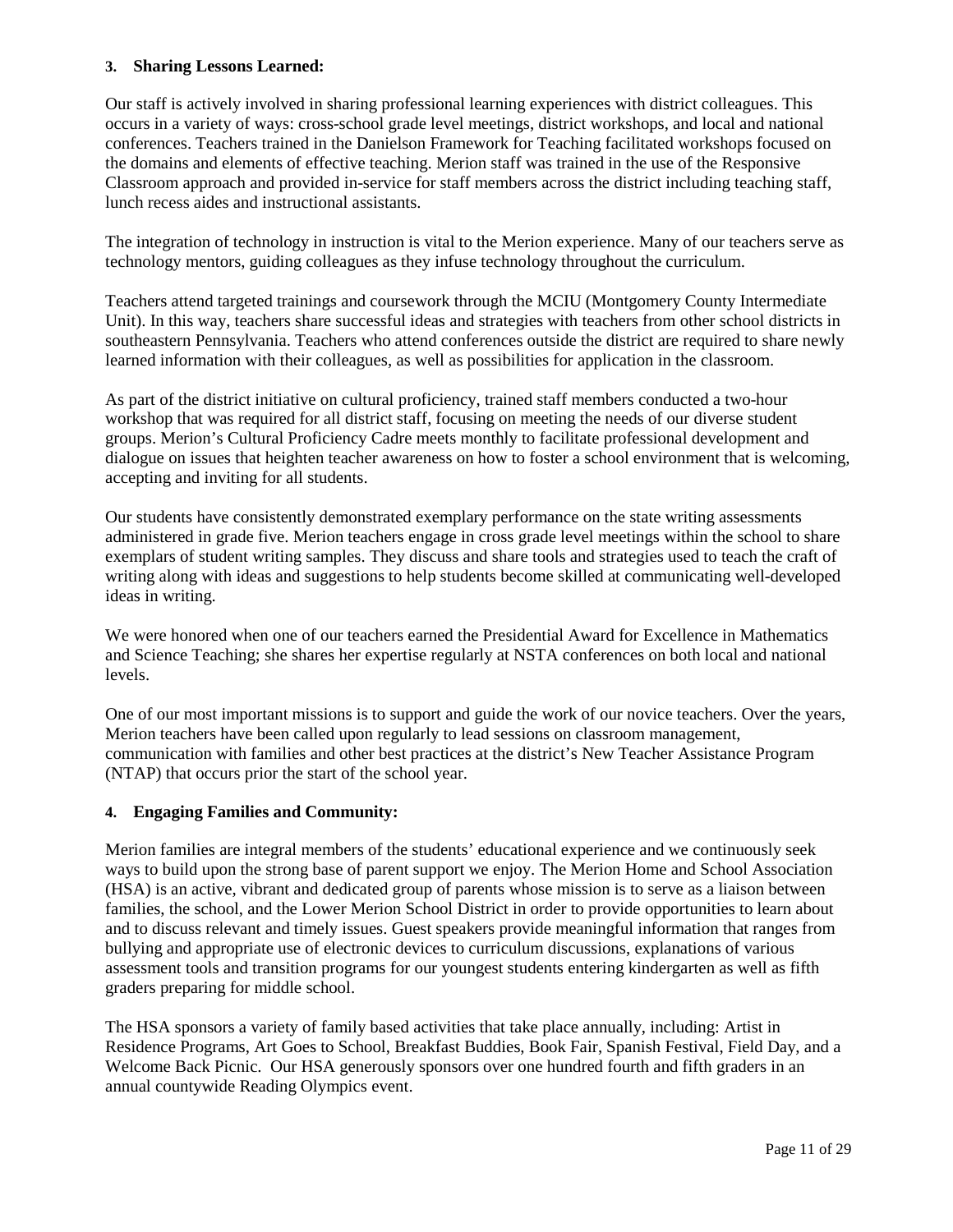### 3. Sharing Lessons Learned:

Our staff is actively involved in sharing professional learning experiences with district colleagues. This occurs in a variety of ways: cross-school grade level meetings, district workshops, and local and national conferences. Teachers trained in the Danielson Framework for Teaching facilitated workshops focused on the domains and elements of effective teaching. Merion staff was trained in the use of the Responsive Classroom approach and provided in-service for staff members across the district including teaching staff, lunch recess aides and instructional assistants.

The integration of technology in instruction is vital to the Merion experience. Many of our teachers serve as technology mentors, guiding colleagues as they infuse technology throughout the curriculum.

Teachers attend targeted trainings and coursework through the MCIU (Montgomery County Intermediate Unit). In this way, teachers share successful ideas and strategies with teachers from other school districts in southeastern Pennsylvania. Teachers who attend conferences outside the district are required to share newly learned information with their colleagues, as well as possibilities for application in the classroom.

As part of the district initiative on cultural proficiency, trained staff members conducted a two-hour workshop that was required for all district staff, focusing on meeting the needs of our diverse student groups. Merion's Cultural Proficiency Cadre meets monthly to facilitate professional development and dialogue on issues that heighten teacher awareness on how to foster a school environment that is welcoming, accepting and inviting for all students.

Our students have consistently demonstrated exemplary performance on the state writing assessments administered in grade five. Merion teachers engage in cross grade level meetings within the school to share exemplars of student writing samples. They discuss and share tools and strategies used to teach the craft of writing along with ideas and suggestions to help students become skilled at communicating well-developed ideas in writing.

We were honored when one of our teachers earned the Presidential Award for Excellence in Mathematics and Science Teaching; she shares her expertise regularly at NSTA conferences on both local and national levels.

One of our most important missions is to support and guide the work of our novice teachers. Over the years, Merion teachers have been called upon regularly to lead sessions on classroom management, communication with families and other best practices at the district's New Teacher Assistance Program (NTAP) that occurs prior the start of the school year.

### 4. Engaging Families and Community:

Merion families are integral members of the students' educational experience and we continuously seek ways to build upon the strong base of parent support we enjoy. The Merion Home and School Association (HSA) is an active, vibrant and dedicated group of parents whose mission is to serve as a liaison between families, the school, and the Lower Merion School District in order to provide opportunities to learn about and to discuss relevant and timely issues. Guest speakers provide meaningful information that ranges from bullying and appropriate use of electronic devices to curriculum discussions, explanations of various assessment tools and transition programs for our youngest students entering kindergarten as well as fifth graders preparing for middle school.

The HSA sponsors a variety of family based activities that take place annually, including: Artist in Residence Programs, Art Goes to School, Breakfast Buddies, Book Fair, Spanish Festival, Field Day, and a Welcome Back Picnic. Our HSA generously sponsors over one hundred fourth and fifth graders in an annual countywide Reading Olympics event.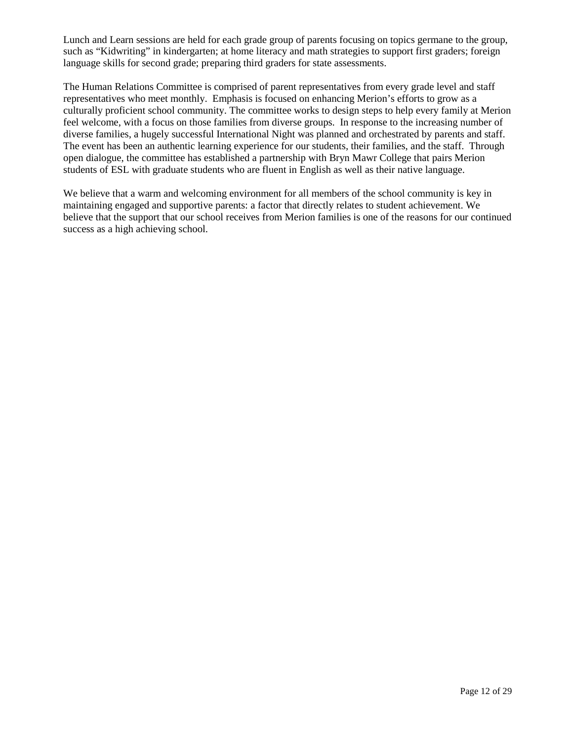Lunch and Learn sessions are held for each grade group of parents focusing on topics germane to the group, such as “Kidwriting” in kindergarten; at home literacy and math strategies to support first graders; foreign language skills for second grade; preparing third graders for state assessments.

The Human Relations Committee is comprised of parent representatives from every grade level and staff representatives who meet monthly. Emphasis is focused on enhancing Merion’s efforts to grow as a culturally proficient school community. The committee works to design steps to help every family at Merion feel welcome, with a focus on those families from diverse groups. In response to the increasing number of diverse families, a hugely successful International Night was planned and orchestrated by parents and staff. The event has been an authentic learning experience for our students, their families, and the staff. Through open dialogue, the committee has established a partnership with Bryn Mawr College that pairs Merion students of ESL with graduate students who are fluent in English as well as their native language.

We believe that a warm and welcoming environment for all members of the school community is key in maintaining engaged and supportive parents: a factor that directly relates to student achievement. We believe that the support that our school receives from Merion families is one of the reasons for our continued success as a high achieving school.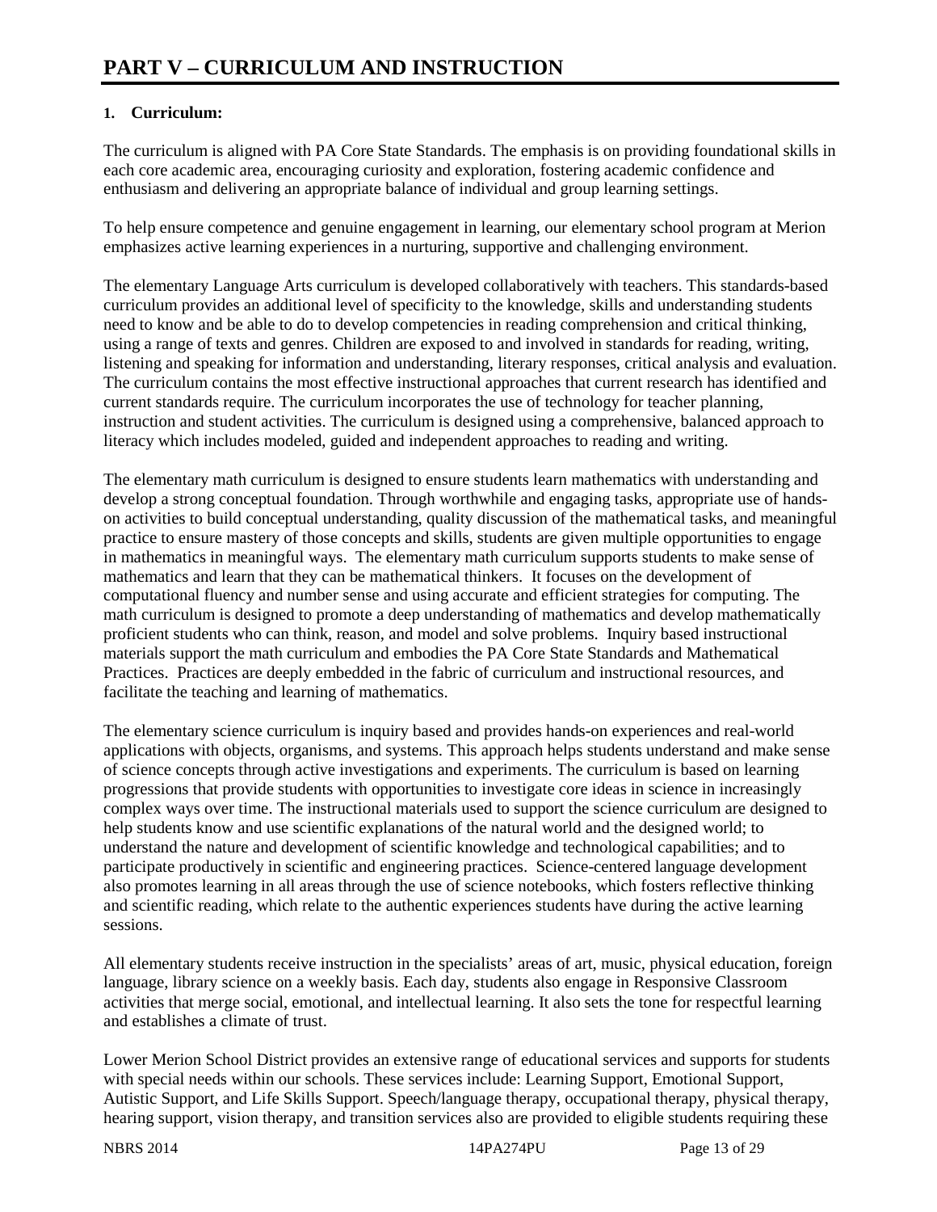# PART V – CURRICULUM AND INSTRUCTION

## 1. Curriculum:

The curriculum is aligned with PA Core State Standards. The emphasis is on providing foundational skills in each core academic area, encouraging curiosity and exploration, fostering academic confidence and enthusiasm and delivering an appropriate balance of individual and group learning settings.

To help ensure competence and genuine engagement in learning, our elementary school program at Merion emphasizes active learning experiences in a nurturing, supportive and challenging environment.

The elementary Language Arts curriculum is developed collaboratively with teachers. This standards-based curriculum provides an additional level of specificity to the knowledge, skills and understanding students need to know and be able to do to develop competencies in reading comprehension and critical thinking, using a range of texts and genres. Children are exposed to and involved in standards for reading, writing, listening and speaking for information and understanding, literary responses, critical analysis and evaluation. The curriculum contains the most effective instructional approaches that current research has identified and current standards require. The curriculum incorporates the use of technology for teacher planning, instruction and student activities. The curriculum is designed using a comprehensive, balanced approach to literacy which includes modeled, guided and independent approaches to reading and writing.

The elementary math curriculum is designed to ensure students learn mathematics with understanding and develop a strong conceptual foundation. Through worthwhile and engaging tasks, appropriate use of hands-on activities to build conceptual understanding, quality discussion of the mathematical tasks, and meaningful practice to ensure mastery of those concepts and skills, students are given multiple opportunities to engage in mathematics in meaningful ways. The elementary math curriculum supports students to make sense of mathematics and learn that they can be mathematical thinkers. It focuses on the development of computational fluency and number sense and using accurate and efficient strategies for computing. The math curriculum is designed to promote a deep understanding of mathematics and develop mathematically proficient students who can think, reason, and model and solve problems. Inquiry based instructional materials support the math curriculum and embodies the PA Core State Standards and Mathematical Practices. Practices are deeply embedded in the fabric of curriculum and instructional resources, and facilitate the teaching and learning of mathematics.

The elementary science curriculum is inquiry based and provides hands-on experiences and real-world applications with objects, organisms, and systems. This approach helps students understand and make sense of science concepts through active investigations and experiments. The curriculum is based on learning progressions that provide students with opportunities to investigate core ideas in science in increasingly complex ways over time. The instructional materials used to support the science curriculum are designed to help students know and use scientific explanations of the natural world and the designed world; to understand the nature and development of scientific knowledge and technological capabilities; and to participate productively in scientific and engineering practices. Science-centered language development also promotes learning in all areas through the use of science notebooks, which fosters reflective thinking and scientific reading, which relate to the authentic experiences students have during the active learning sessions.

All elementary students receive instruction in the specialists' areas of art, music, physical education, foreign language, library science on a weekly basis. Each day, students also engage in Responsive Classroom activities that merge social, emotional, and intellectual learning. It also sets the tone for respectful learning and establishes a climate of trust.

Lower Merion School District provides an extensive range of educational services and supports for students with special needs within our schools. These services include: Learning Support, Emotional Support, Autistic Support, and Life Skills Support. Speech/language therapy, occupational therapy, physical therapy, hearing support, vision therapy, and transition services also are provided to eligible students requiring these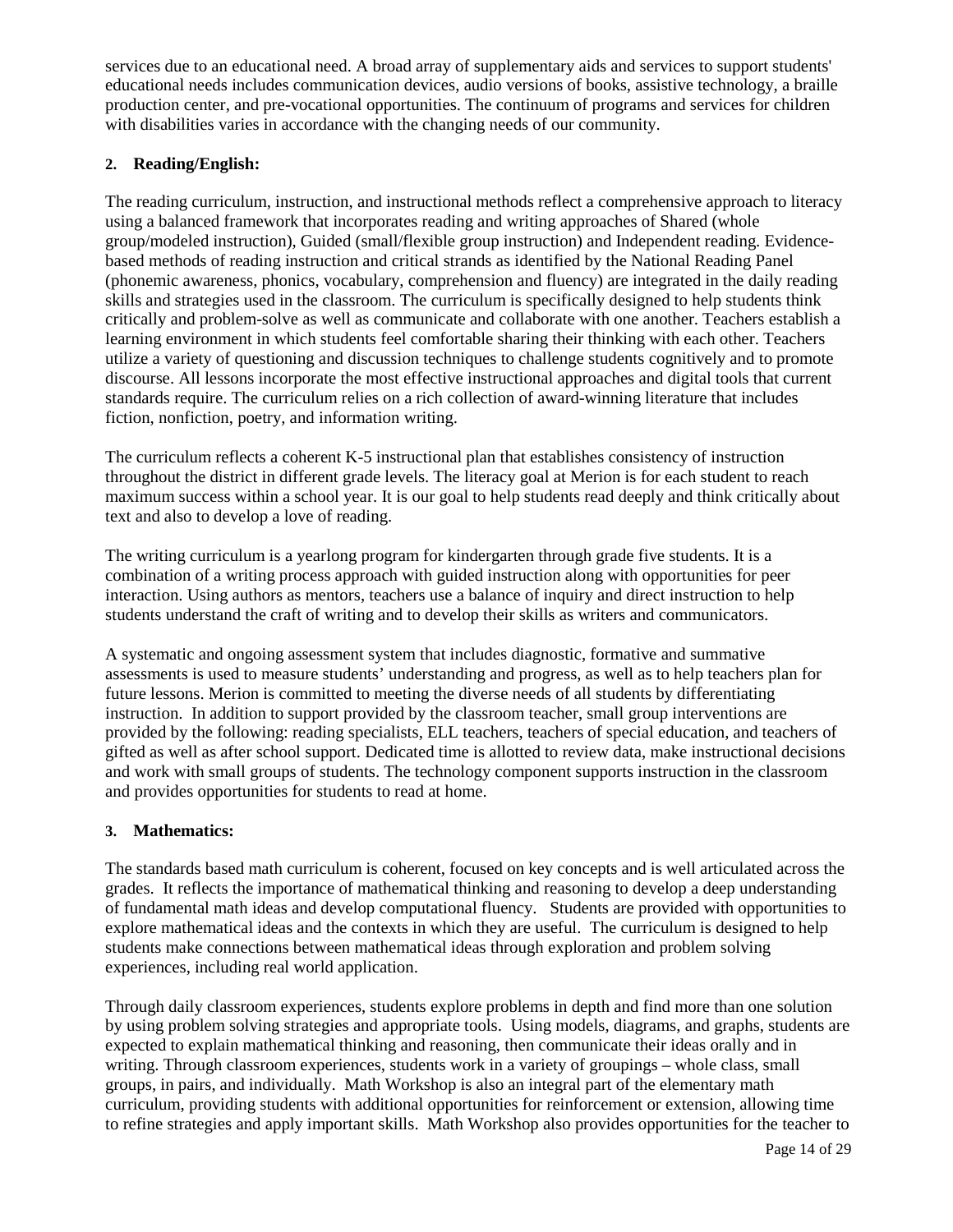services due to an educational need. A broad array of supplementary aids and services to support students' educational needs includes communication devices, audio versions of books, assistive technology, a braille production center, and pre-vocational opportunities. The continuum of programs and services for children with disabilities varies in accordance with the changing needs of our community.

**2. Reading/English:**

The reading curriculum, instruction, and instructional methods reflect a comprehensive approach to literacy using a balanced framework that incorporates reading and writing approaches of Shared (whole group/modeled instruction), Guided (small/flexible group instruction) and Independent reading. Evidence-based methods of reading instruction and critical strands as identified by the National Reading Panel (phonemic awareness, phonics, vocabulary, comprehension and fluency) are integrated in the daily reading skills and strategies used in the classroom. The curriculum is specifically designed to help students think critically and problem-solve as well as communicate and collaborate with one another. Teachers establish a learning environment in which students feel comfortable sharing their thinking with each other. Teachers utilize a variety of questioning and discussion techniques to challenge students cognitively and to promote discourse. All lessons incorporate the most effective instructional approaches and digital tools that current standards require. The curriculum relies on a rich collection of award-winning literature that includes fiction, nonfiction, poetry, and information writing.

The curriculum reflects a coherent K-5 instructional plan that establishes consistency of instruction throughout the district in different grade levels. The literacy goal at Merion is for each student to reach maximum success within a school year. It is our goal to help students read deeply and think critically about text and also to develop a love of reading.

The writing curriculum is a yearlong program for kindergarten through grade five students. It is a combination of a writing process approach with guided instruction along with opportunities for peer interaction. Using authors as mentors, teachers use a balance of inquiry and direct instruction to help students understand the craft of writing and to develop their skills as writers and communicators.

A systematic and ongoing assessment system that includes diagnostic, formative and summative assessments is used to measure students' understanding and progress, as well as to help teachers plan for future lessons. Merion is committed to meeting the diverse needs of all students by differentiating instruction. In addition to support provided by the classroom teacher, small group interventions are provided by the following: reading specialists, ELL teachers, teachers of special education, and teachers of gifted as well as after school support. Dedicated time is allotted to review data, make instructional decisions and work with small groups of students. The technology component supports instruction in the classroom and provides opportunities for students to read at home.

**3. Mathematics:**

The standards based math curriculum is coherent, focused on key concepts and is well articulated across the grades. It reflects the importance of mathematical thinking and reasoning to develop a deep understanding of fundamental math ideas and develop computational fluency. Students are provided with opportunities to explore mathematical ideas and the contexts in which they are useful. The curriculum is designed to help students make connections between mathematical ideas through exploration and problem solving experiences, including real world application.

Through daily classroom experiences, students explore problems in depth and find more than one solution by using problem solving strategies and appropriate tools. Using models, diagrams, and graphs, students are expected to explain mathematical thinking and reasoning, then communicate their ideas orally and in writing. Through classroom experiences, students work in a variety of groupings – whole class, small groups, in pairs, and individually. Math Workshop is also an integral part of the elementary math curriculum, providing students with additional opportunities for reinforcement or extension, allowing time to refine strategies and apply important skills. Math Workshop also provides opportunities for the teacher to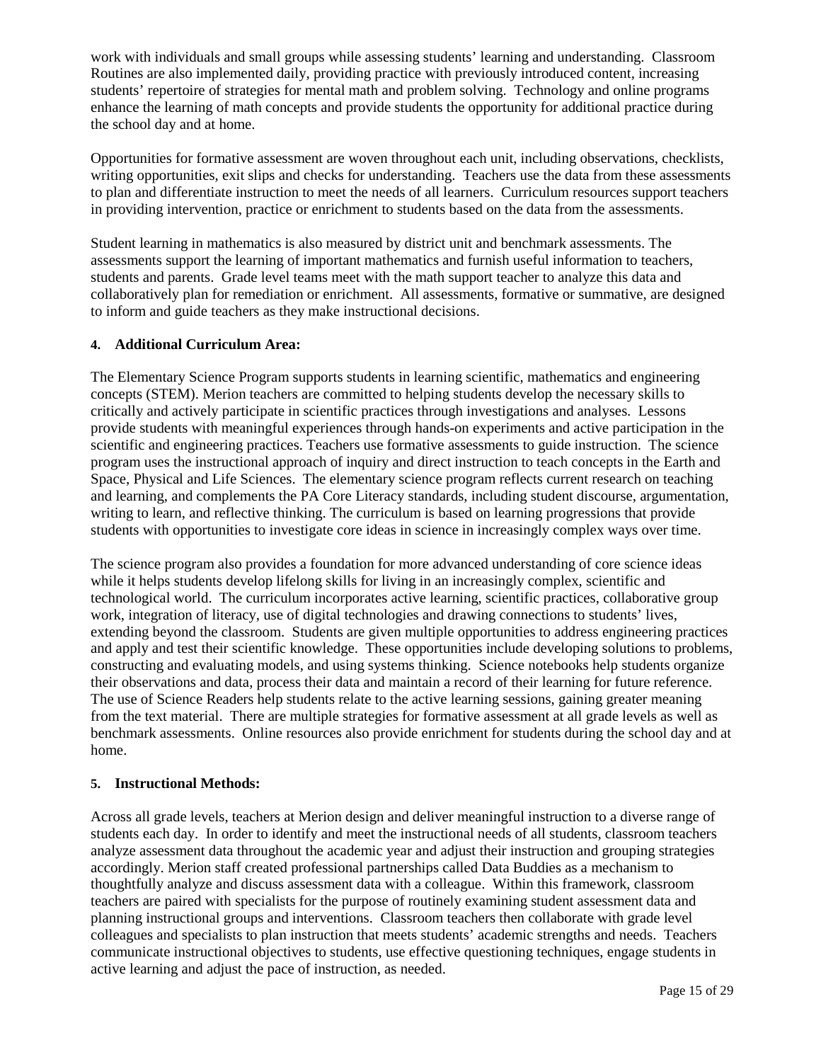work with individuals and small groups while assessing students' learning and understanding. Classroom Routines are also implemented daily, providing practice with previously introduced content, increasing students' repertoire of strategies for mental math and problem solving. Technology and online programs enhance the learning of math concepts and provide students the opportunity for additional practice during the school day and at home.

Opportunities for formative assessment are woven throughout each unit, including observations, checklists, writing opportunities, exit slips and checks for understanding. Teachers use the data from these assessments to plan and differentiate instruction to meet the needs of all learners. Curriculum resources support teachers in providing intervention, practice or enrichment to students based on the data from the assessments.

Student learning in mathematics is also measured by district unit and benchmark assessments. The assessments support the learning of important mathematics and furnish useful information to teachers, students and parents. Grade level teams meet with the math support teacher to analyze this data and collaboratively plan for remediation or enrichment. All assessments, formative or summative, are designed to inform and guide teachers as they make instructional decisions.

**4. Additional Curriculum Area:**

The Elementary Science Program supports students in learning scientific, mathematics and engineering concepts (STEM). Merion teachers are committed to helping students develop the necessary skills to critically and actively participate in scientific practices through investigations and analyses. Lessons provide students with meaningful experiences through hands-on experiments and active participation in the scientific and engineering practices. Teachers use formative assessments to guide instruction. The science program uses the instructional approach of inquiry and direct instruction to teach concepts in the Earth and Space, Physical and Life Sciences. The elementary science program reflects current research on teaching and learning, and complements the PA Core Literacy standards, including student discourse, argumentation, writing to learn, and reflective thinking. The curriculum is based on learning progressions that provide students with opportunities to investigate core ideas in science in increasingly complex ways over time.

The science program also provides a foundation for more advanced understanding of core science ideas while it helps students develop lifelong skills for living in an increasingly complex, scientific and technological world. The curriculum incorporates active learning, scientific practices, collaborative group work, integration of literacy, use of digital technologies and drawing connections to students' lives, extending beyond the classroom. Students are given multiple opportunities to address engineering practices and apply and test their scientific knowledge. These opportunities include developing solutions to problems, constructing and evaluating models, and using systems thinking. Science notebooks help students organize their observations and data, process their data and maintain a record of their learning for future reference. The use of Science Readers help students relate to the active learning sessions, gaining greater meaning from the text material. There are multiple strategies for formative assessment at all grade levels as well as benchmark assessments. Online resources also provide enrichment for students during the school day and at home.

**5. Instructional Methods:**

Across all grade levels, teachers at Merion design and deliver meaningful instruction to a diverse range of students each day. In order to identify and meet the instructional needs of all students, classroom teachers analyze assessment data throughout the academic year and adjust their instruction and grouping strategies accordingly. Merion staff created professional partnerships called Data Buddies as a mechanism to thoughtfully analyze and discuss assessment data with a colleague. Within this framework, classroom teachers are paired with specialists for the purpose of routinely examining student assessment data and planning instructional groups and interventions. Classroom teachers then collaborate with grade level colleagues and specialists to plan instruction that meets students' academic strengths and needs. Teachers communicate instructional objectives to students, use effective questioning techniques, engage students in active learning and adjust the pace of instruction, as needed.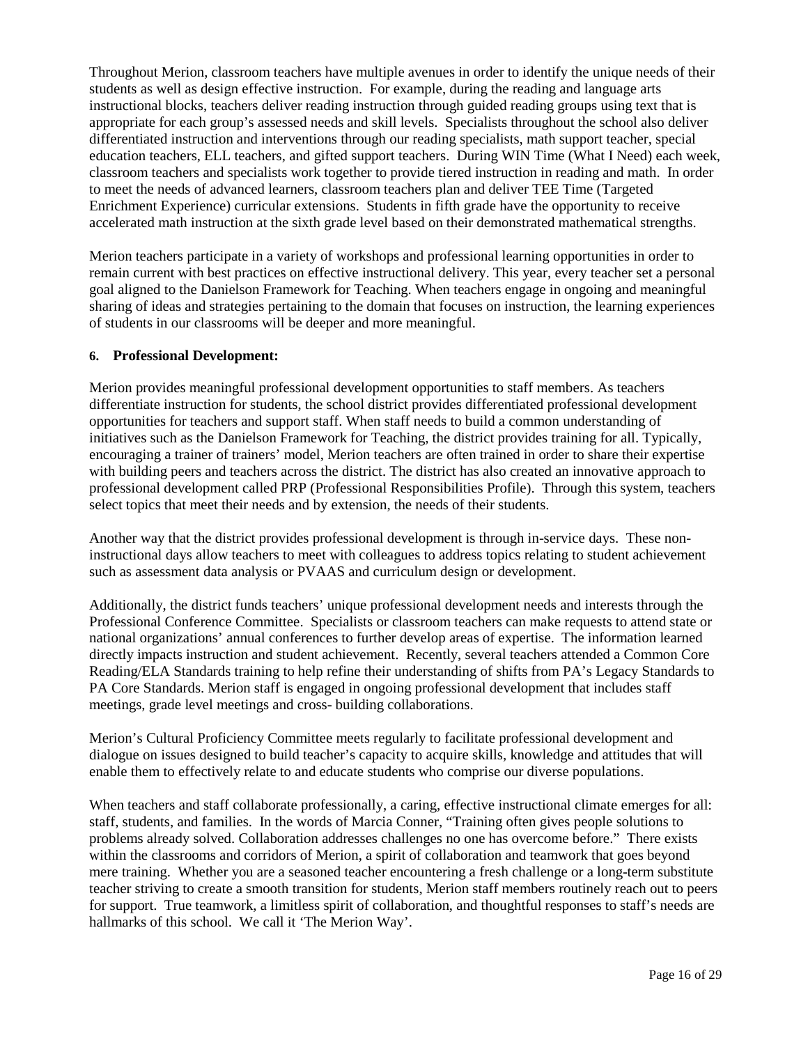Throughout Merion, classroom teachers have multiple avenues in order to identify the unique needs of their students as well as design effective instruction. For example, during the reading and language arts instructional blocks, teachers deliver reading instruction through guided reading groups using text that is appropriate for each group's assessed needs and skill levels. Specialists throughout the school also deliver differentiated instruction and interventions through our reading specialists, math support teacher, special education teachers, ELL teachers, and gifted support teachers. During WIN Time (What I Need) each week, classroom teachers and specialists work together to provide tiered instruction in reading and math. In order to meet the needs of advanced learners, classroom teachers plan and deliver TEE Time (Targeted Enrichment Experience) curricular extensions. Students in fifth grade have the opportunity to receive accelerated math instruction at the sixth grade level based on their demonstrated mathematical strengths.

Merion teachers participate in a variety of workshops and professional learning opportunities in order to remain current with best practices on effective instructional delivery. This year, every teacher set a personal goal aligned to the Danielson Framework for Teaching. When teachers engage in ongoing and meaningful sharing of ideas and strategies pertaining to the domain that focuses on instruction, the learning experiences of students in our classrooms will be deeper and more meaningful.

**6. Professional Development:**

Merion provides meaningful professional development opportunities to staff members. As teachers differentiate instruction for students, the school district provides differentiated professional development opportunities for teachers and support staff. When staff needs to build a common understanding of initiatives such as the Danielson Framework for Teaching, the district provides training for all. Typically, encouraging a trainer of trainers' model, Merion teachers are often trained in order to share their expertise with building peers and teachers across the district. The district has also created an innovative approach to professional development called PRP (Professional Responsibilities Profile). Through this system, teachers select topics that meet their needs and by extension, the needs of their students.

Another way that the district provides professional development is through in-service days. These non-instructional days allow teachers to meet with colleagues to address topics relating to student achievement such as assessment data analysis or PVAAS and curriculum design or development.

Additionally, the district funds teachers' unique professional development needs and interests through the Professional Conference Committee. Specialists or classroom teachers can make requests to attend state or national organizations' annual conferences to further develop areas of expertise. The information learned directly impacts instruction and student achievement. Recently, several teachers attended a Common Core Reading/ELA Standards training to help refine their understanding of shifts from PA's Legacy Standards to PA Core Standards. Merion staff is engaged in ongoing professional development that includes staff meetings, grade level meetings and cross- building collaborations.

Merion's Cultural Proficiency Committee meets regularly to facilitate professional development and dialogue on issues designed to build teacher's capacity to acquire skills, knowledge and attitudes that will enable them to effectively relate to and educate students who comprise our diverse populations.

When teachers and staff collaborate professionally, a caring, effective instructional climate emerges for all: staff, students, and families. In the words of Marcia Conner, "Training often gives people solutions to problems already solved. Collaboration addresses challenges no one has overcome before." There exists within the classrooms and corridors of Merion, a spirit of collaboration and teamwork that goes beyond mere training. Whether you are a seasoned teacher encountering a fresh challenge or a long-term substitute teacher striving to create a smooth transition for students, Merion staff members routinely reach out to peers for support. True teamwork, a limitless spirit of collaboration, and thoughtful responses to staff's needs are hallmarks of this school. We call it 'The Merion Way'.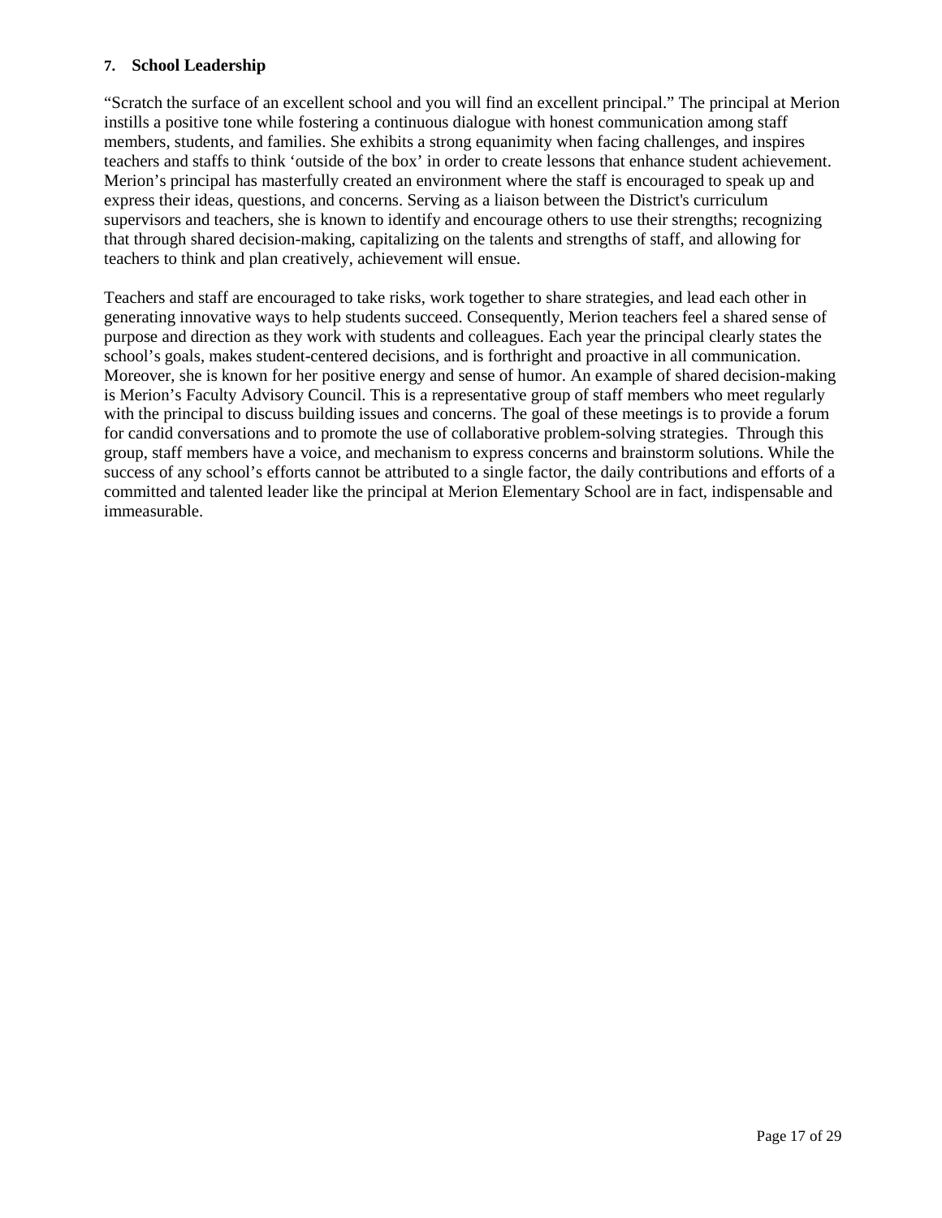### 7. School Leadership

"Scratch the surface of an excellent school and you will find an excellent principal." The principal at Merion instills a positive tone while fostering a continuous dialogue with honest communication among staff members, students, and families. She exhibits a strong equanimity when facing challenges, and inspires teachers and staffs to think 'outside of the box' in order to create lessons that enhance student achievement. Merion's principal has masterfully created an environment where the staff is encouraged to speak up and express their ideas, questions, and concerns. Serving as a liaison between the District's curriculum supervisors and teachers, she is known to identify and encourage others to use their strengths; recognizing that through shared decision-making, capitalizing on the talents and strengths of staff, and allowing for teachers to think and plan creatively, achievement will ensue.

Teachers and staff are encouraged to take risks, work together to share strategies, and lead each other in generating innovative ways to help students succeed. Consequently, Merion teachers feel a shared sense of purpose and direction as they work with students and colleagues. Each year the principal clearly states the school's goals, makes student-centered decisions, and is forthright and proactive in all communication. Moreover, she is known for her positive energy and sense of humor. An example of shared decision-making is Merion's Faculty Advisory Council. This is a representative group of staff members who meet regularly with the principal to discuss building issues and concerns. The goal of these meetings is to provide a forum for candid conversations and to promote the use of collaborative problem-solving strategies. Through this group, staff members have a voice, and mechanism to express concerns and brainstorm solutions. While the success of any school's efforts cannot be attributed to a single factor, the daily contributions and efforts of a committed and talented leader like the principal at Merion Elementary School are in fact, indispensable and immeasurable.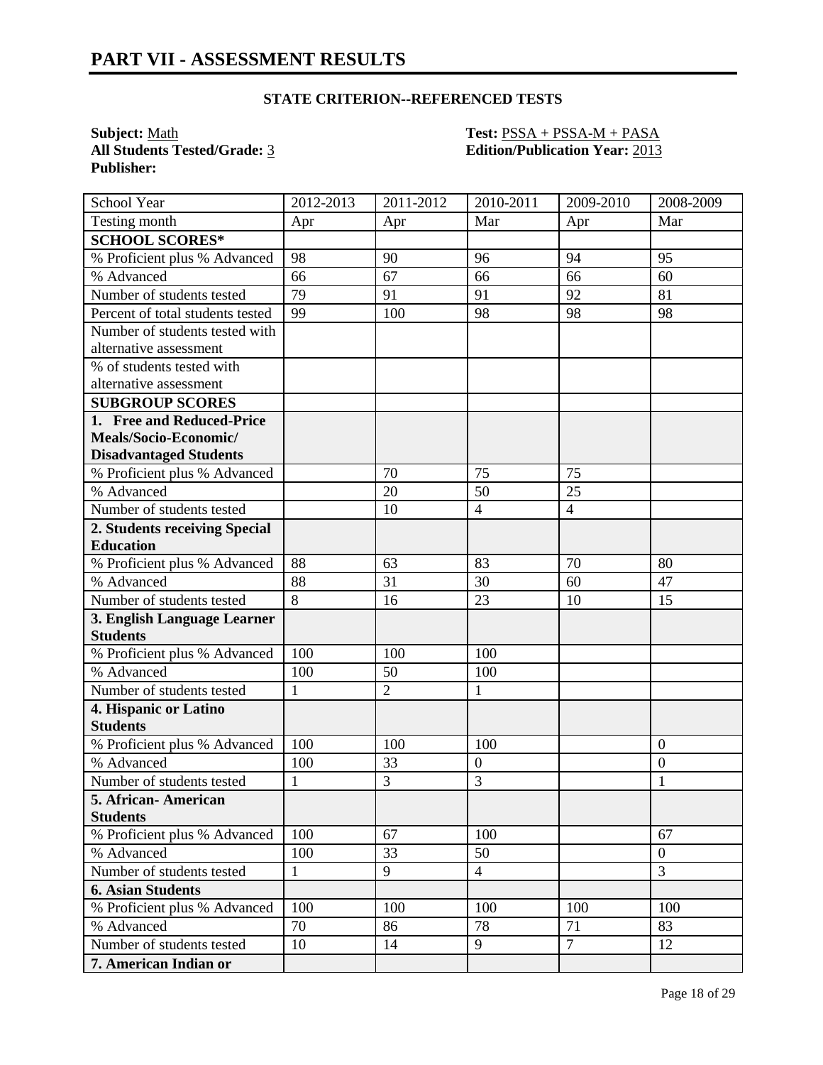# PART VII - ASSESSMENT RESULTS

**STATE CRITERION--REFERENCED TESTS**

**Subject:** Math
**Test:** PSSA + PSSA-M + PASA
**All Students Tested/Grade:** 3
**Edition/Publication Year:** 2013
**Publisher:**

| School Year | 2012-2013 | 2011-2012 | 2010-2011 | 2009-2010 | 2008-2009 |
|---|---|---|---|---|---|
| Testing month | Apr | Apr | Mar | Apr | Mar |
| **SCHOOL SCORES*** | | | | | |
| % Proficient plus % Advanced | 98 | 90 | 96 | 94 | 95 |
| % Advanced | 66 | 67 | 66 | 66 | 60 |
| Number of students tested | 79 | 91 | 91 | 92 | 81 |
| Percent of total students tested | 99 | 100 | 98 | 98 | 98 |
| Number of students tested with alternative assessment | | | | | |
| % of students tested with alternative assessment | | | | | |
| **SUBGROUP SCORES** | | | | | |
| **1. Free and Reduced-Price Meals/Socio-Economic/ Disadvantaged Students** | | | | | |
| % Proficient plus % Advanced | | 70 | 75 | 75 | |
| % Advanced | | 20 | 50 | 25 | |
| Number of students tested | | 10 | 4 | 4 | |
| **2. Students receiving Special Education** | | | | | |
| % Proficient plus % Advanced | 88 | 63 | 83 | 70 | 80 |
| % Advanced | 88 | 31 | 30 | 60 | 47 |
| Number of students tested | 8 | 16 | 23 | 10 | 15 |
| **3. English Language Learner Students** | | | | | |
| % Proficient plus % Advanced | 100 | 100 | 100 | | |
| % Advanced | 100 | 50 | 100 | | |
| Number of students tested | 1 | 2 | 1 | | |
| **4. Hispanic or Latino Students** | | | | | |
| % Proficient plus % Advanced | 100 | 100 | 100 | | 0 |
| % Advanced | 100 | 33 | 0 | | 0 |
| Number of students tested | 1 | 3 | 3 | | 1 |
| **5. African- American Students** | | | | | |
| % Proficient plus % Advanced | 100 | 67 | 100 | | 67 |
| % Advanced | 100 | 33 | 50 | | 0 |
| Number of students tested | 1 | 9 | 4 | | 3 |
| **6. Asian Students** | | | | | |
| % Proficient plus % Advanced | 100 | 100 | 100 | 100 | 100 |
| % Advanced | 70 | 86 | 78 | 71 | 83 |
| Number of students tested | 10 | 14 | 9 | 7 | 12 |
| **7. American Indian or** | | | | | |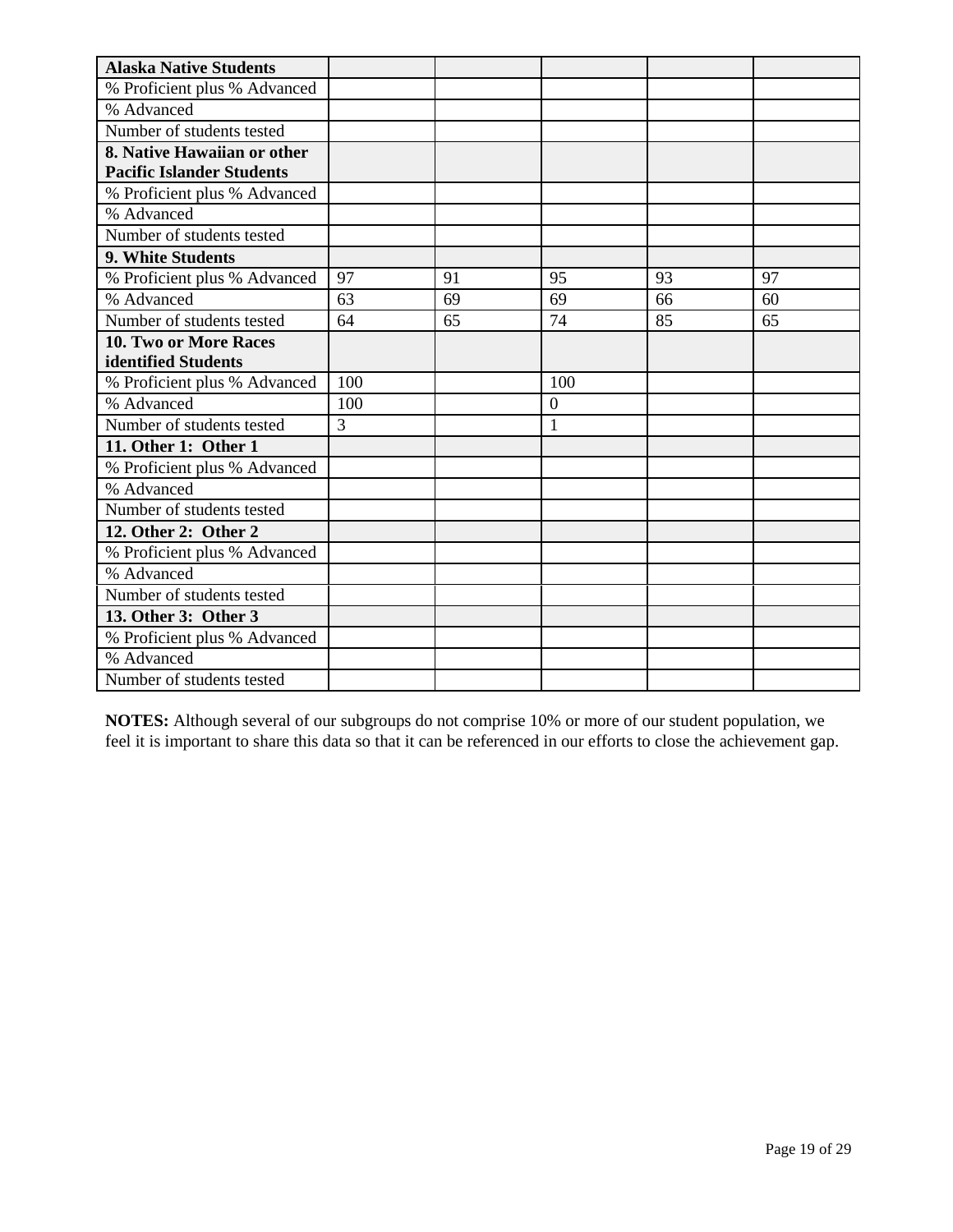| Alaska Native Students | | | | | |
| --- | --- | --- | --- | --- | --- |
| % Proficient plus % Advanced | | | | | |
| % Advanced | | | | | |
| Number of students tested | | | | | |
| **8. Native Hawaiian or other Pacific Islander Students** | | | | | |
| % Proficient plus % Advanced | | | | | |
| % Advanced | | | | | |
| Number of students tested | | | | | |
| **9. White Students** | | | | | |
| % Proficient plus % Advanced | 97 | 91 | 95 | 93 | 97 |
| % Advanced | 63 | 69 | 69 | 66 | 60 |
| Number of students tested | 64 | 65 | 74 | 85 | 65 |
| **10. Two or More Races identified Students** | | | | | |
| % Proficient plus % Advanced | 100 | | 100 | | |
| % Advanced | 100 | | 0 | | |
| Number of students tested | 3 | | 1 | | |
| **11. Other 1: Other 1** | | | | | |
| % Proficient plus % Advanced | | | | | |
| % Advanced | | | | | |
| Number of students tested | | | | | |
| **12. Other 2: Other 2** | | | | | |
| % Proficient plus % Advanced | | | | | |
| % Advanced | | | | | |
| Number of students tested | | | | | |
| **13. Other 3: Other 3** | | | | | |
| % Proficient plus % Advanced | | | | | |
| % Advanced | | | | | |
| Number of students tested | | | | | |

**NOTES:** Although several of our subgroups do not comprise 10% or more of our student population, we feel it is important to share this data so that it can be referenced in our efforts to close the achievement gap.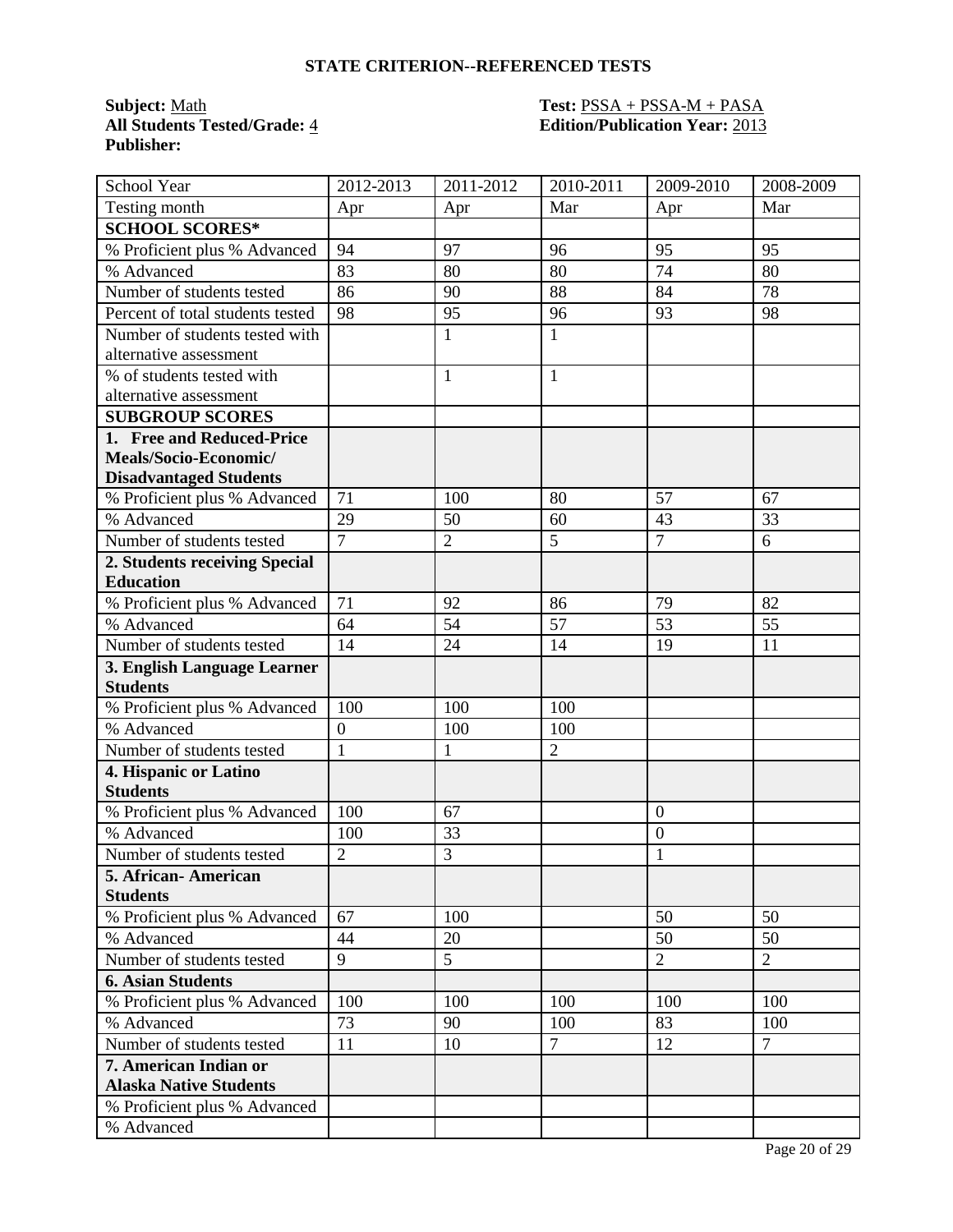## STATE CRITERION--REFERENCED TESTS

**Subject:** Math
**All Students Tested/Grade:** 4
**Publisher:**

**Test:** PSSA + PSSA-M + PASA
**Edition/Publication Year:** 2013

| School Year | 2012-2013 | 2011-2012 | 2010-2011 | 2009-2010 | 2008-2009 |
|---|---|---|---|---|---|
| Testing month | Apr | Apr | Mar | Apr | Mar |
| **SCHOOL SCORES*** | | | | | |
| % Proficient plus % Advanced | 94 | 97 | 96 | 95 | 95 |
| % Advanced | 83 | 80 | 80 | 74 | 80 |
| Number of students tested | 86 | 90 | 88 | 84 | 78 |
| Percent of total students tested | 98 | 95 | 96 | 93 | 98 |
| Number of students tested with alternative assessment | | 1 | 1 | | |
| % of students tested with alternative assessment | | 1 | 1 | | |
| **SUBGROUP SCORES** | | | | | |
| **1. Free and Reduced-Price Meals/Socio-Economic/ Disadvantaged Students** | | | | | |
| % Proficient plus % Advanced | 71 | 100 | 80 | 57 | 67 |
| % Advanced | 29 | 50 | 60 | 43 | 33 |
| Number of students tested | 7 | 2 | 5 | 7 | 6 |
| **2. Students receiving Special Education** | | | | | |
| % Proficient plus % Advanced | 71 | 92 | 86 | 79 | 82 |
| % Advanced | 64 | 54 | 57 | 53 | 55 |
| Number of students tested | 14 | 24 | 14 | 19 | 11 |
| **3. English Language Learner Students** | | | | | |
| % Proficient plus % Advanced | 100 | 100 | 100 | | |
| % Advanced | 0 | 100 | 100 | | |
| Number of students tested | 1 | 1 | 2 | | |
| **4. Hispanic or Latino Students** | | | | | |
| % Proficient plus % Advanced | 100 | 67 | | 0 | |
| % Advanced | 100 | 33 | | 0 | |
| Number of students tested | 2 | 3 | | 1 | |
| **5. African- American Students** | | | | | |
| % Proficient plus % Advanced | 67 | 100 | | 50 | 50 |
| % Advanced | 44 | 20 | | 50 | 50 |
| Number of students tested | 9 | 5 | | 2 | 2 |
| **6. Asian Students** | | | | | |
| % Proficient plus % Advanced | 100 | 100 | 100 | 100 | 100 |
| % Advanced | 73 | 90 | 100 | 83 | 100 |
| Number of students tested | 11 | 10 | 7 | 12 | 7 |
| **7. American Indian or Alaska Native Students** | | | | | |
| % Proficient plus % Advanced | | | | | |
| % Advanced | | | | | |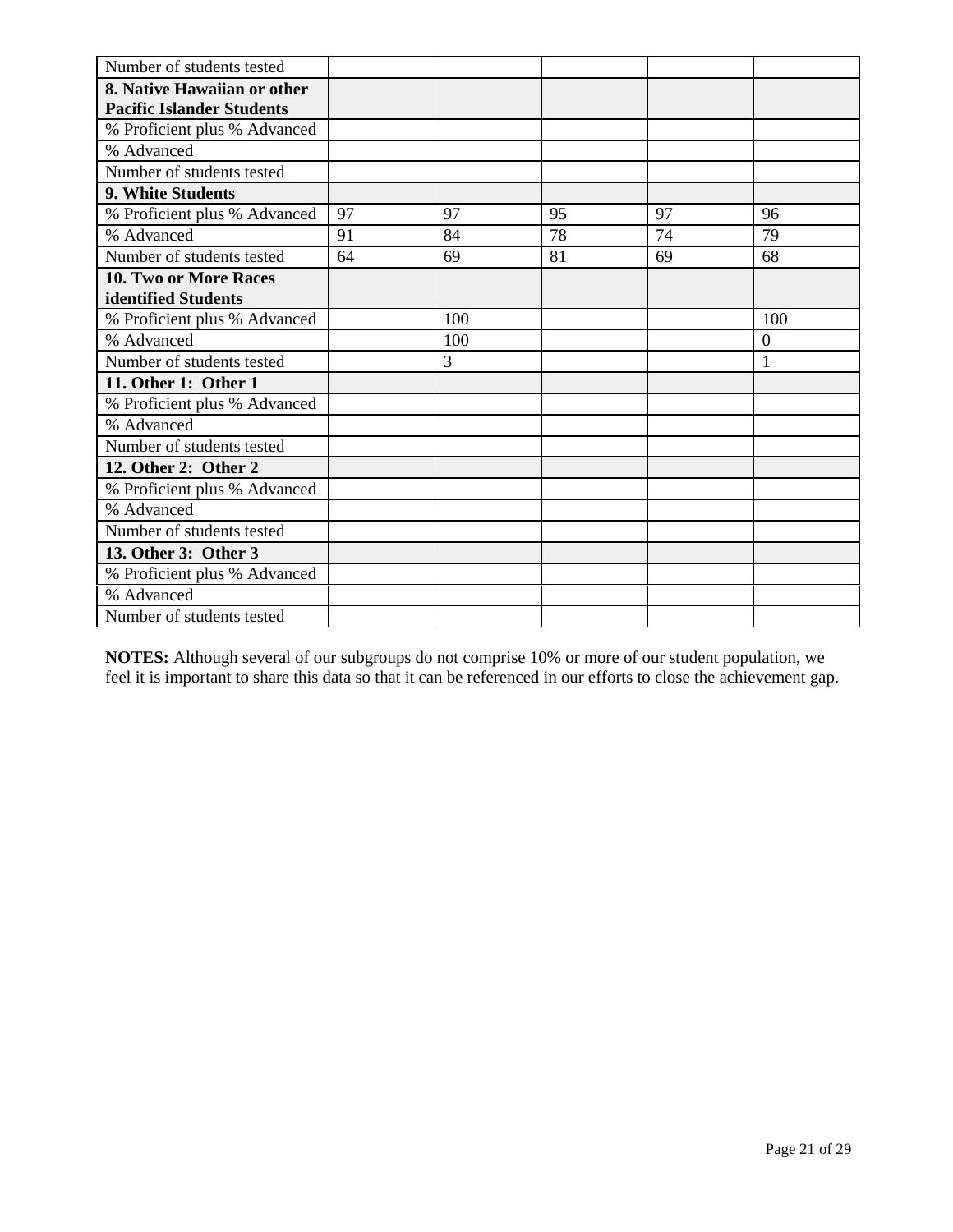| Number of students tested | | | | | |
|---|---|---|---|---|---|
| **8. Native Hawaiian or other Pacific Islander Students** | | | | | |
| % Proficient plus % Advanced | | | | | |
| % Advanced | | | | | |
| Number of students tested | | | | | |
| **9. White Students** | | | | | |
| % Proficient plus % Advanced | 97 | 97 | 95 | 97 | 96 |
| % Advanced | 91 | 84 | 78 | 74 | 79 |
| Number of students tested | 64 | 69 | 81 | 69 | 68 |
| **10. Two or More Races identified Students** | | | | | |
| % Proficient plus % Advanced | | 100 | | | 100 |
| % Advanced | | 100 | | | 0 |
| Number of students tested | | 3 | | | 1 |
| **11. Other 1: Other 1** | | | | | |
| % Proficient plus % Advanced | | | | | |
| % Advanced | | | | | |
| Number of students tested | | | | | |
| **12. Other 2: Other 2** | | | | | |
| % Proficient plus % Advanced | | | | | |
| % Advanced | | | | | |
| Number of students tested | | | | | |
| **13. Other 3: Other 3** | | | | | |
| % Proficient plus % Advanced | | | | | |
| % Advanced | | | | | |
| Number of students tested | | | | | |

**NOTES:** Although several of our subgroups do not comprise 10% or more of our student population, we feel it is important to share this data so that it can be referenced in our efforts to close the achievement gap.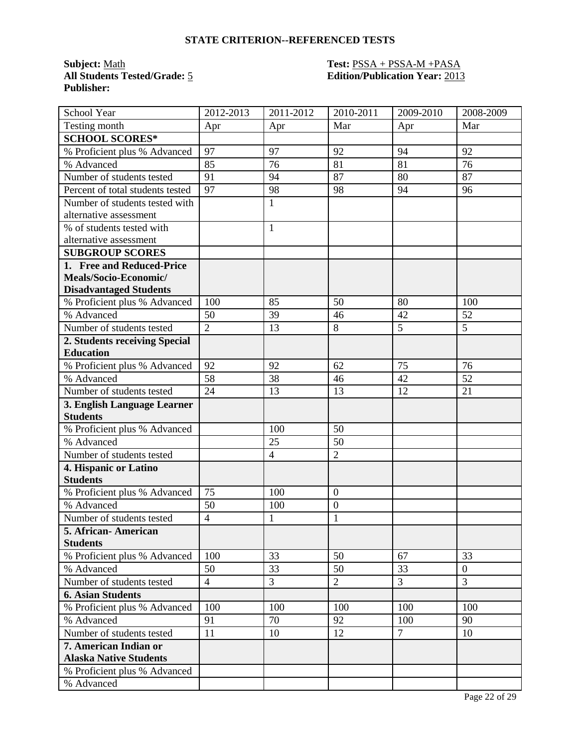## STATE CRITERION--REFERENCED TESTS

**Subject:** Math
**All Students Tested/Grade:** 5
**Publisher:**

**Test:** PSSA + PSSA-M +PASA
**Edition/Publication Year:** 2013

| School Year | 2012-2013 | 2011-2012 | 2010-2011 | 2009-2010 | 2008-2009 |
|---|---|---|---|---|---|
| Testing month | Apr | Apr | Mar | Apr | Mar |
| **SCHOOL SCORES*** | | | | | |
| % Proficient plus % Advanced | 97 | 97 | 92 | 94 | 92 |
| % Advanced | 85 | 76 | 81 | 81 | 76 |
| Number of students tested | 91 | 94 | 87 | 80 | 87 |
| Percent of total students tested | 97 | 98 | 98 | 94 | 96 |
| Number of students tested with alternative assessment | | 1 | | | |
| % of students tested with alternative assessment | | 1 | | | |
| **SUBGROUP SCORES** | | | | | |
| **1. Free and Reduced-Price Meals/Socio-Economic/ Disadvantaged Students** | | | | | |
| % Proficient plus % Advanced | 100 | 85 | 50 | 80 | 100 |
| % Advanced | 50 | 39 | 46 | 42 | 52 |
| Number of students tested | 2 | 13 | 8 | 5 | 5 |
| **2. Students receiving Special Education** | | | | | |
| % Proficient plus % Advanced | 92 | 92 | 62 | 75 | 76 |
| % Advanced | 58 | 38 | 46 | 42 | 52 |
| Number of students tested | 24 | 13 | 13 | 12 | 21 |
| **3. English Language Learner Students** | | | | | |
| % Proficient plus % Advanced | | 100 | 50 | | |
| % Advanced | | 25 | 50 | | |
| Number of students tested | | 4 | 2 | | |
| **4. Hispanic or Latino Students** | | | | | |
| % Proficient plus % Advanced | 75 | 100 | 0 | | |
| % Advanced | 50 | 100 | 0 | | |
| Number of students tested | 4 | 1 | 1 | | |
| **5. African- American Students** | | | | | |
| % Proficient plus % Advanced | 100 | 33 | 50 | 67 | 33 |
| % Advanced | 50 | 33 | 50 | 33 | 0 |
| Number of students tested | 4 | 3 | 2 | 3 | 3 |
| **6. Asian Students** | | | | | |
| % Proficient plus % Advanced | 100 | 100 | 100 | 100 | 100 |
| % Advanced | 91 | 70 | 92 | 100 | 90 |
| Number of students tested | 11 | 10 | 12 | 7 | 10 |
| **7. American Indian or Alaska Native Students** | | | | | |
| % Proficient plus % Advanced | | | | | |
| % Advanced | | | | | |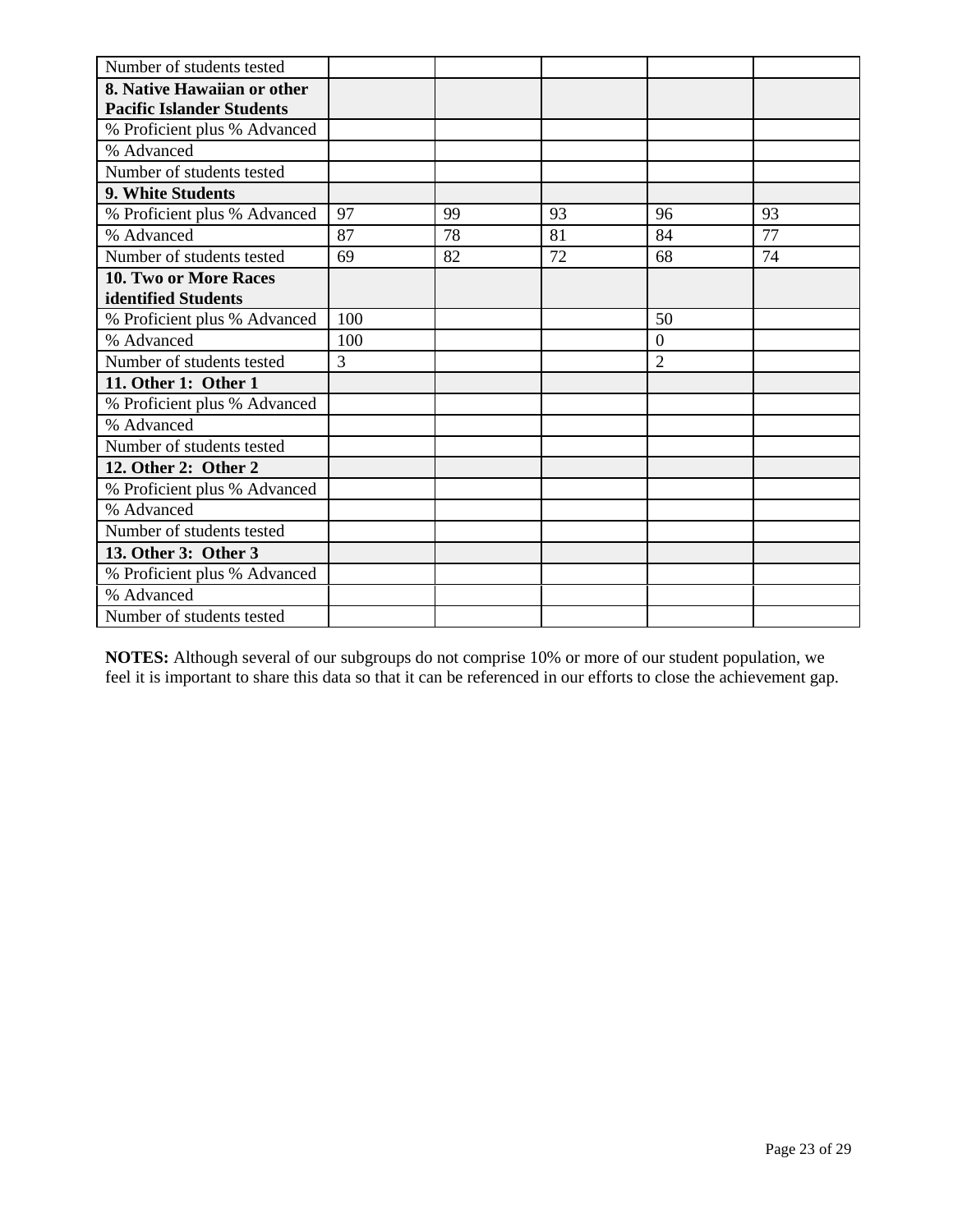| | | | | | |
|---|---|---|---|---|---|
| Number of students tested | | | | | |
| **8. Native Hawaiian or other Pacific Islander Students** | | | | | |
| % Proficient plus % Advanced | | | | | |
| % Advanced | | | | | |
| Number of students tested | | | | | |
| **9. White Students** | | | | | |
| % Proficient plus % Advanced | 97 | 99 | 93 | 96 | 93 |
| % Advanced | 87 | 78 | 81 | 84 | 77 |
| Number of students tested | 69 | 82 | 72 | 68 | 74 |
| **10. Two or More Races identified Students** | | | | | |
| % Proficient plus % Advanced | 100 | | | 50 | |
| % Advanced | 100 | | | 0 | |
| Number of students tested | 3 | | | 2 | |
| **11. Other 1: Other 1** | | | | | |
| % Proficient plus % Advanced | | | | | |
| % Advanced | | | | | |
| Number of students tested | | | | | |
| **12. Other 2: Other 2** | | | | | |
| % Proficient plus % Advanced | | | | | |
| % Advanced | | | | | |
| Number of students tested | | | | | |
| **13. Other 3: Other 3** | | | | | |
| % Proficient plus % Advanced | | | | | |
| % Advanced | | | | | |
| Number of students tested | | | | | |

**NOTES:** Although several of our subgroups do not comprise 10% or more of our student population, we feel it is important to share this data so that it can be referenced in our efforts to close the achievement gap.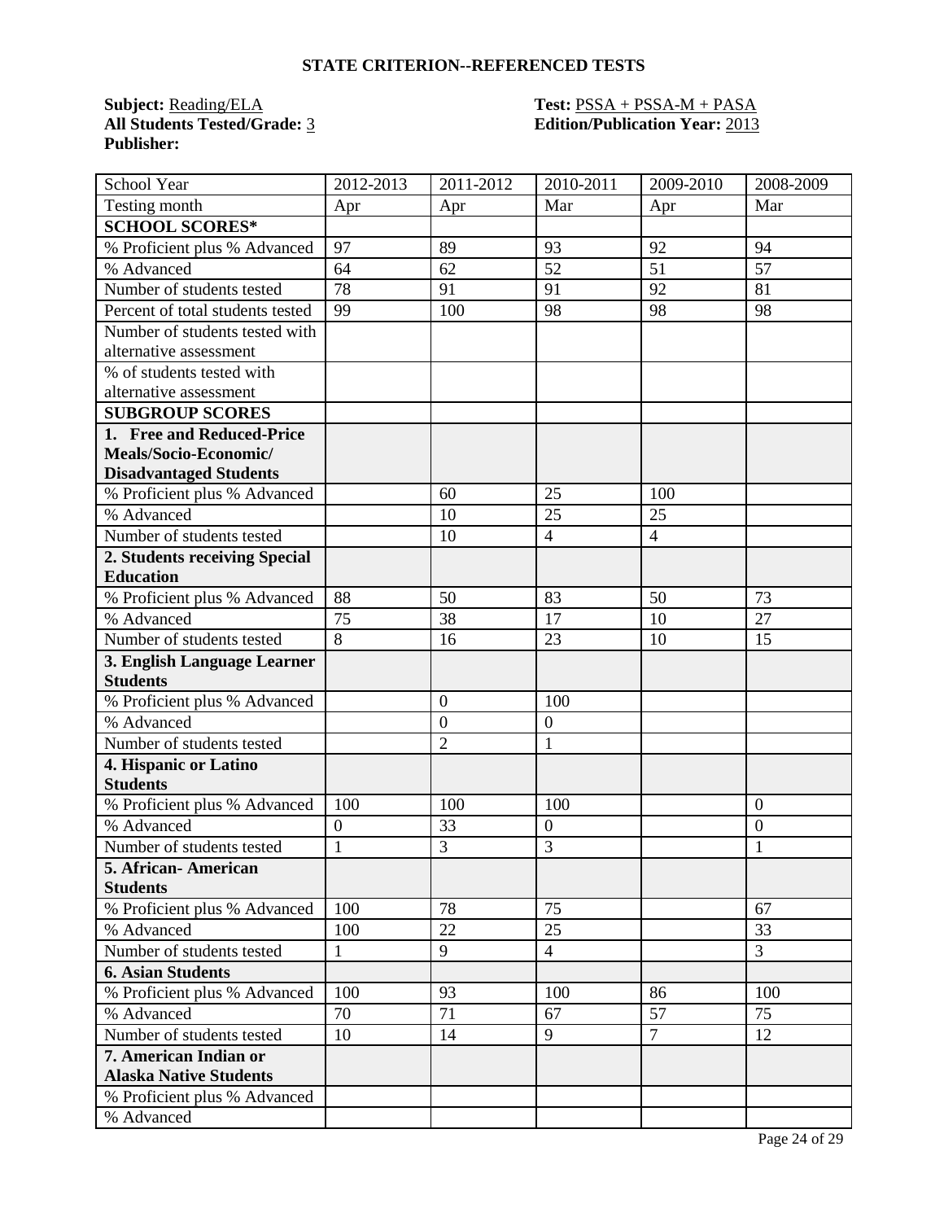## STATE CRITERION--REFERENCED TESTS

**Subject:** Reading/ELA
**All Students Tested/Grade:** 3
**Publisher:**

**Test:** PSSA + PSSA-M + PASA
**Edition/Publication Year:** 2013

| School Year | 2012-2013 | 2011-2012 | 2010-2011 | 2009-2010 | 2008-2009 |
|---|---|---|---|---|---|
| Testing month | Apr | Apr | Mar | Apr | Mar |
| **SCHOOL SCORES*** | | | | | |
| % Proficient plus % Advanced | 97 | 89 | 93 | 92 | 94 |
| % Advanced | 64 | 62 | 52 | 51 | 57 |
| Number of students tested | 78 | 91 | 91 | 92 | 81 |
| Percent of total students tested | 99 | 100 | 98 | 98 | 98 |
| Number of students tested with alternative assessment | | | | | |
| % of students tested with alternative assessment | | | | | |
| **SUBGROUP SCORES** | | | | | |
| **1. Free and Reduced-Price Meals/Socio-Economic/ Disadvantaged Students** | | | | | |
| % Proficient plus % Advanced | | 60 | 25 | 100 | |
| % Advanced | | 10 | 25 | 25 | |
| Number of students tested | | 10 | 4 | 4 | |
| **2. Students receiving Special Education** | | | | | |
| % Proficient plus % Advanced | 88 | 50 | 83 | 50 | 73 |
| % Advanced | 75 | 38 | 17 | 10 | 27 |
| Number of students tested | 8 | 16 | 23 | 10 | 15 |
| **3. English Language Learner Students** | | | | | |
| % Proficient plus % Advanced | | 0 | 100 | | |
| % Advanced | | 0 | 0 | | |
| Number of students tested | | 2 | 1 | | |
| **4. Hispanic or Latino Students** | | | | | |
| % Proficient plus % Advanced | 100 | 100 | 100 | | 0 |
| % Advanced | 0 | 33 | 0 | | 0 |
| Number of students tested | 1 | 3 | 3 | | 1 |
| **5. African- American Students** | | | | | |
| % Proficient plus % Advanced | 100 | 78 | 75 | | 67 |
| % Advanced | 100 | 22 | 25 | | 33 |
| Number of students tested | 1 | 9 | 4 | | 3 |
| **6. Asian Students** | | | | | |
| % Proficient plus % Advanced | 100 | 93 | 100 | 86 | 100 |
| % Advanced | 70 | 71 | 67 | 57 | 75 |
| Number of students tested | 10 | 14 | 9 | 7 | 12 |
| **7. American Indian or Alaska Native Students** | | | | | |
| % Proficient plus % Advanced | | | | | |
| % Advanced | | | | | |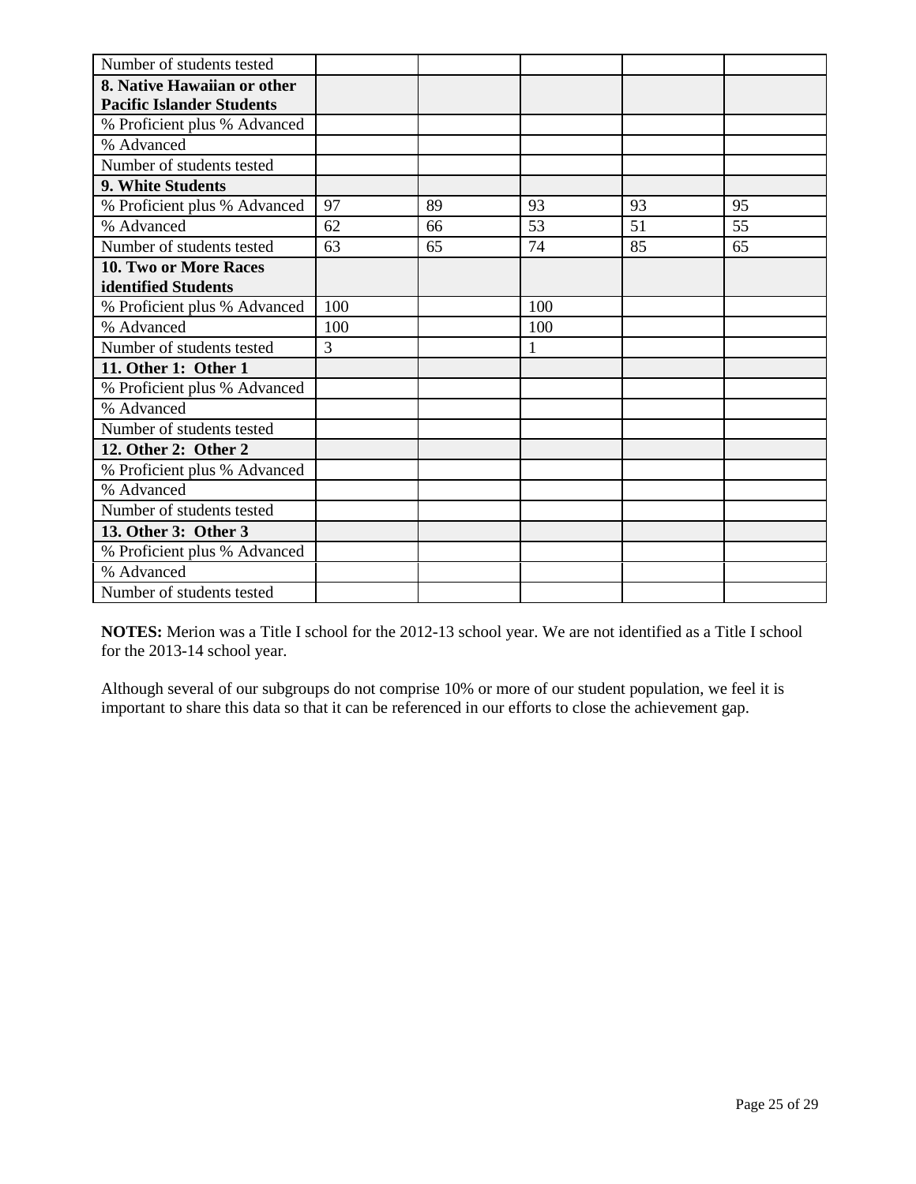| Number of students tested | | | | | |
|---|---|---|---|---|---|
| **8. Native Hawaiian or other Pacific Islander Students** | | | | | |
| % Proficient plus % Advanced | | | | | |
| % Advanced | | | | | |
| Number of students tested | | | | | |
| **9. White Students** | | | | | |
| % Proficient plus % Advanced | 97 | 89 | 93 | 93 | 95 |
| % Advanced | 62 | 66 | 53 | 51 | 55 |
| Number of students tested | 63 | 65 | 74 | 85 | 65 |
| **10. Two or More Races identified Students** | | | | | |
| % Proficient plus % Advanced | 100 | | 100 | | |
| % Advanced | 100 | | 100 | | |
| Number of students tested | 3 | | 1 | | |
| **11. Other 1: Other 1** | | | | | |
| % Proficient plus % Advanced | | | | | |
| % Advanced | | | | | |
| Number of students tested | | | | | |
| **12. Other 2: Other 2** | | | | | |
| % Proficient plus % Advanced | | | | | |
| % Advanced | | | | | |
| Number of students tested | | | | | |
| **13. Other 3: Other 3** | | | | | |
| % Proficient plus % Advanced | | | | | |
| % Advanced | | | | | |
| Number of students tested | | | | | |

**NOTES:** Merion was a Title I school for the 2012-13 school year. We are not identified as a Title I school for the 2013-14 school year.

Although several of our subgroups do not comprise 10% or more of our student population, we feel it is important to share this data so that it can be referenced in our efforts to close the achievement gap.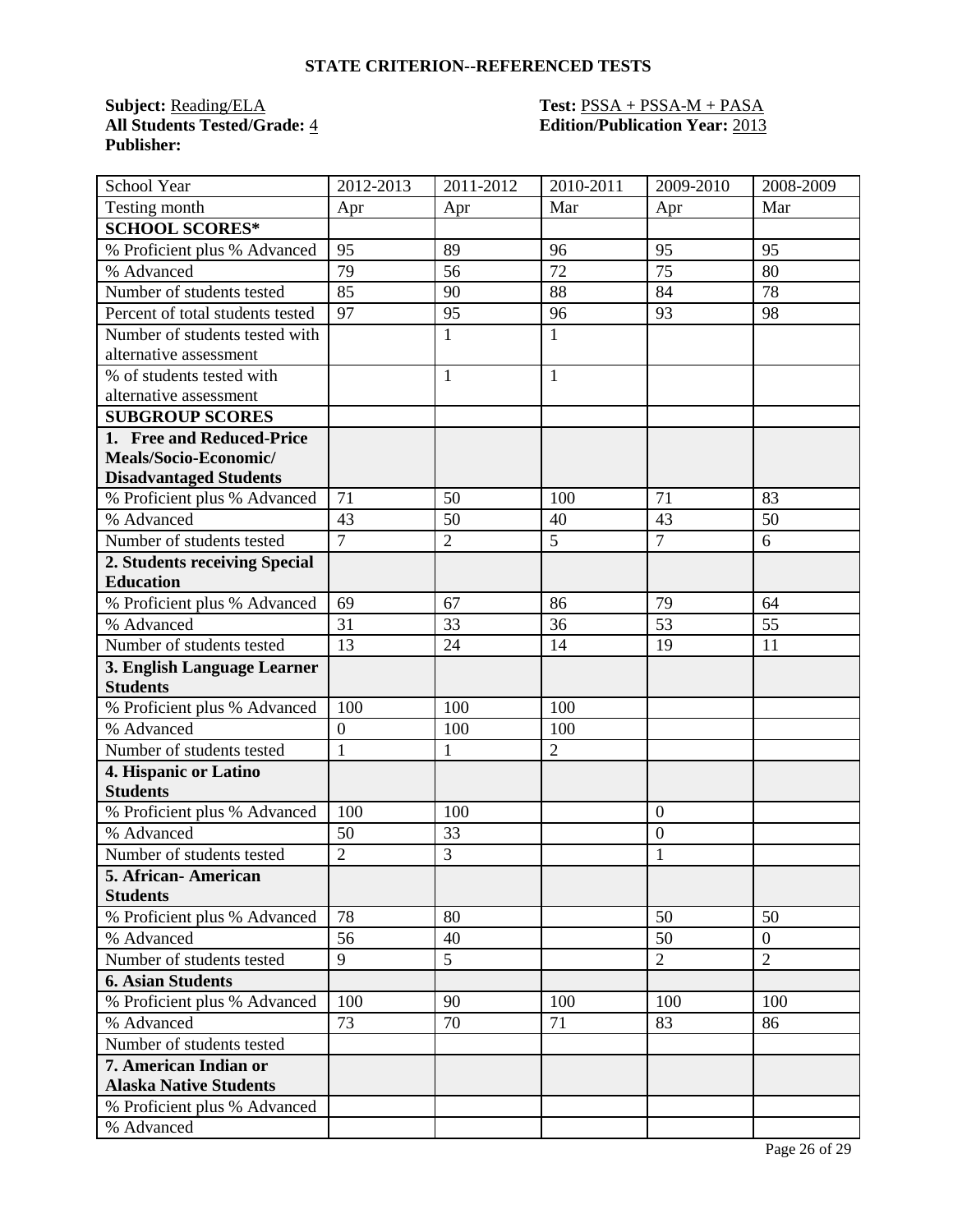## STATE CRITERION--REFERENCED TESTS

**Subject:** Reading/ELA
**All Students Tested/Grade:** 4
**Publisher:**

**Test:** PSSA + PSSA-M + PASA
**Edition/Publication Year:** 2013

| School Year | 2012-2013 | 2011-2012 | 2010-2011 | 2009-2010 | 2008-2009 |
|---|---|---|---|---|---|
| Testing month | Apr | Apr | Mar | Apr | Mar |
| **SCHOOL SCORES*** | | | | | |
| % Proficient plus % Advanced | 95 | 89 | 96 | 95 | 95 |
| % Advanced | 79 | 56 | 72 | 75 | 80 |
| Number of students tested | 85 | 90 | 88 | 84 | 78 |
| Percent of total students tested | 97 | 95 | 96 | 93 | 98 |
| Number of students tested with alternative assessment | | 1 | 1 | | |
| % of students tested with alternative assessment | | 1 | 1 | | |
| **SUBGROUP SCORES** | | | | | |
| **1. Free and Reduced-Price Meals/Socio-Economic/ Disadvantaged Students** | | | | | |
| % Proficient plus % Advanced | 71 | 50 | 100 | 71 | 83 |
| % Advanced | 43 | 50 | 40 | 43 | 50 |
| Number of students tested | 7 | 2 | 5 | 7 | 6 |
| **2. Students receiving Special Education** | | | | | |
| % Proficient plus % Advanced | 69 | 67 | 86 | 79 | 64 |
| % Advanced | 31 | 33 | 36 | 53 | 55 |
| Number of students tested | 13 | 24 | 14 | 19 | 11 |
| **3. English Language Learner Students** | | | | | |
| % Proficient plus % Advanced | 100 | 100 | 100 | | |
| % Advanced | 0 | 100 | 100 | | |
| Number of students tested | 1 | 1 | 2 | | |
| **4. Hispanic or Latino Students** | | | | | |
| % Proficient plus % Advanced | 100 | 100 | | 0 | |
| % Advanced | 50 | 33 | | 0 | |
| Number of students tested | 2 | 3 | | 1 | |
| **5. African- American Students** | | | | | |
| % Proficient plus % Advanced | 78 | 80 | | 50 | 50 |
| % Advanced | 56 | 40 | | 50 | 0 |
| Number of students tested | 9 | 5 | | 2 | 2 |
| **6. Asian Students** | | | | | |
| % Proficient plus % Advanced | 100 | 90 | 100 | 100 | 100 |
| % Advanced | 73 | 70 | 71 | 83 | 86 |
| Number of students tested | | | | | |
| **7. American Indian or Alaska Native Students** | | | | | |
| % Proficient plus % Advanced | | | | | |
| % Advanced | | | | | |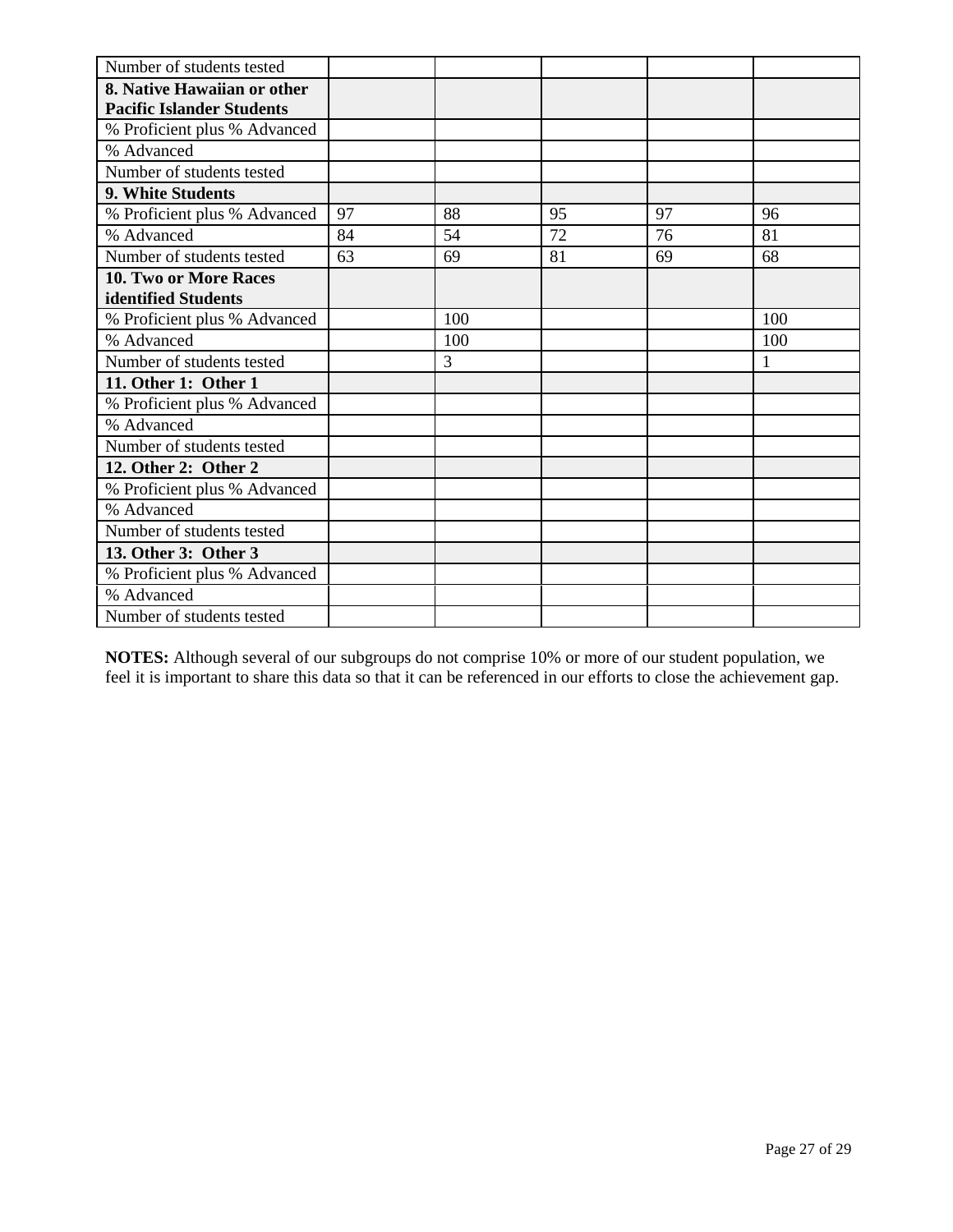| Number of students tested | | | | | |
|---|---|---|---|---|---|
| **8. Native Hawaiian or other Pacific Islander Students** | | | | | |
| % Proficient plus % Advanced | | | | | |
| % Advanced | | | | | |
| Number of students tested | | | | | |
| **9. White Students** | | | | | |
| % Proficient plus % Advanced | 97 | 88 | 95 | 97 | 96 |
| % Advanced | 84 | 54 | 72 | 76 | 81 |
| Number of students tested | 63 | 69 | 81 | 69 | 68 |
| **10. Two or More Races identified Students** | | | | | |
| % Proficient plus % Advanced | | 100 | | | 100 |
| % Advanced | | 100 | | | 100 |
| Number of students tested | | 3 | | | 1 |
| **11. Other 1: Other 1** | | | | | |
| % Proficient plus % Advanced | | | | | |
| % Advanced | | | | | |
| Number of students tested | | | | | |
| **12. Other 2: Other 2** | | | | | |
| % Proficient plus % Advanced | | | | | |
| % Advanced | | | | | |
| Number of students tested | | | | | |
| **13. Other 3: Other 3** | | | | | |
| % Proficient plus % Advanced | | | | | |
| % Advanced | | | | | |
| Number of students tested | | | | | |

**NOTES:** Although several of our subgroups do not comprise 10% or more of our student population, we feel it is important to share this data so that it can be referenced in our efforts to close the achievement gap.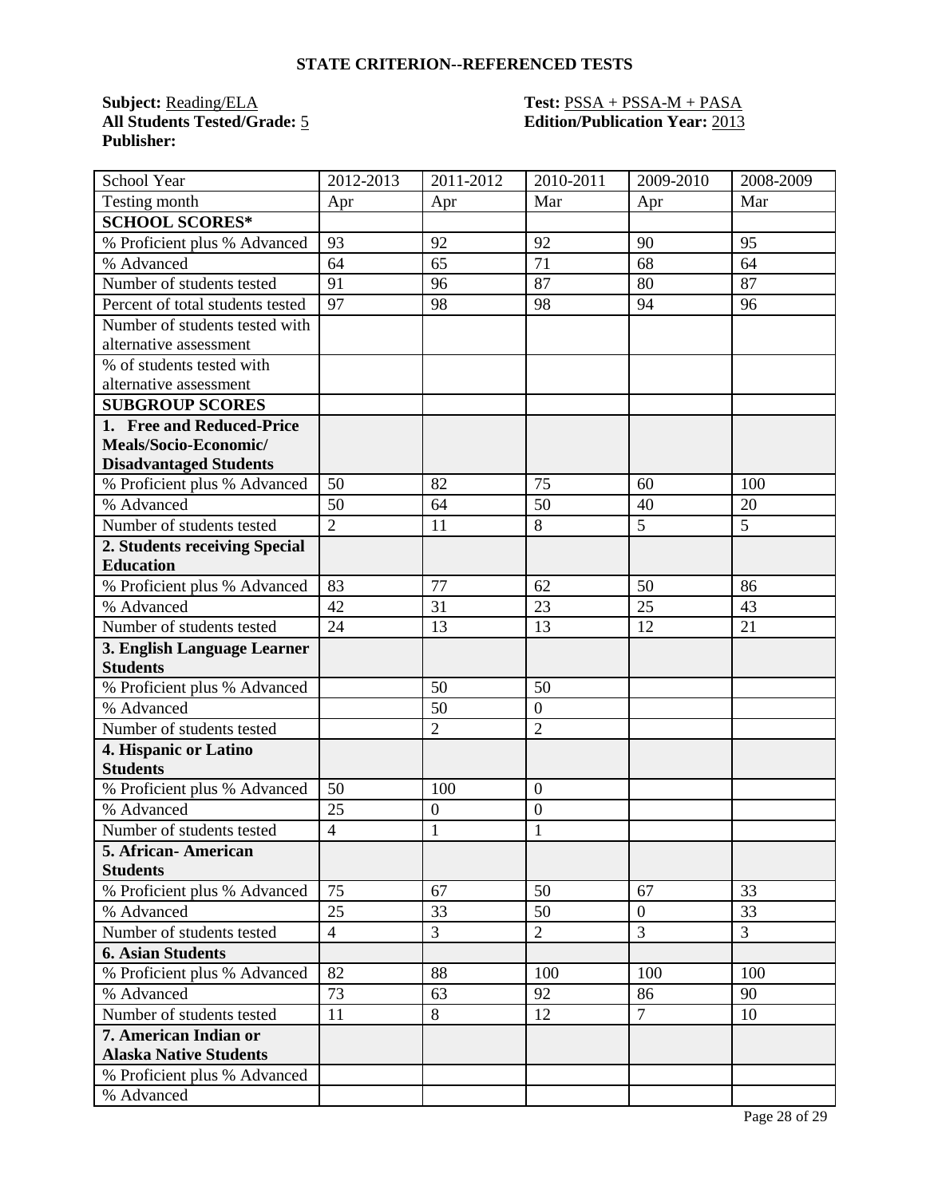## STATE CRITERION--REFERENCED TESTS

**Subject:** Reading/ELA **Test:** PSSA + PSSA-M + PASA
**All Students Tested/Grade:** 5 **Edition/Publication Year:** 2013
**Publisher:**

| School Year | 2012-2013 | 2011-2012 | 2010-2011 | 2009-2010 | 2008-2009 |
|---|---|---|---|---|---|
| Testing month | Apr | Apr | Mar | Apr | Mar |
| **SCHOOL SCORES*** | | | | | |
| % Proficient plus % Advanced | 93 | 92 | 92 | 90 | 95 |
| % Advanced | 64 | 65 | 71 | 68 | 64 |
| Number of students tested | 91 | 96 | 87 | 80 | 87 |
| Percent of total students tested | 97 | 98 | 98 | 94 | 96 |
| Number of students tested with alternative assessment | | | | | |
| % of students tested with alternative assessment | | | | | |
| **SUBGROUP SCORES** | | | | | |
| **1. Free and Reduced-Price Meals/Socio-Economic/ Disadvantaged Students** | | | | | |
| % Proficient plus % Advanced | 50 | 82 | 75 | 60 | 100 |
| % Advanced | 50 | 64 | 50 | 40 | 20 |
| Number of students tested | 2 | 11 | 8 | 5 | 5 |
| **2. Students receiving Special Education** | | | | | |
| % Proficient plus % Advanced | 83 | 77 | 62 | 50 | 86 |
| % Advanced | 42 | 31 | 23 | 25 | 43 |
| Number of students tested | 24 | 13 | 13 | 12 | 21 |
| **3. English Language Learner Students** | | | | | |
| % Proficient plus % Advanced | | 50 | 50 | | |
| % Advanced | | 50 | 0 | | |
| Number of students tested | | 2 | 2 | | |
| **4. Hispanic or Latino Students** | | | | | |
| % Proficient plus % Advanced | 50 | 100 | 0 | | |
| % Advanced | 25 | 0 | 0 | | |
| Number of students tested | 4 | 1 | 1 | | |
| **5. African- American Students** | | | | | |
| % Proficient plus % Advanced | 75 | 67 | 50 | 67 | 33 |
| % Advanced | 25 | 33 | 50 | 0 | 33 |
| Number of students tested | 4 | 3 | 2 | 3 | 3 |
| **6. Asian Students** | | | | | |
| % Proficient plus % Advanced | 82 | 88 | 100 | 100 | 100 |
| % Advanced | 73 | 63 | 92 | 86 | 90 |
| Number of students tested | 11 | 8 | 12 | 7 | 10 |
| **7. American Indian or Alaska Native Students** | | | | | |
| % Proficient plus % Advanced | | | | | |
| % Advanced | | | | | |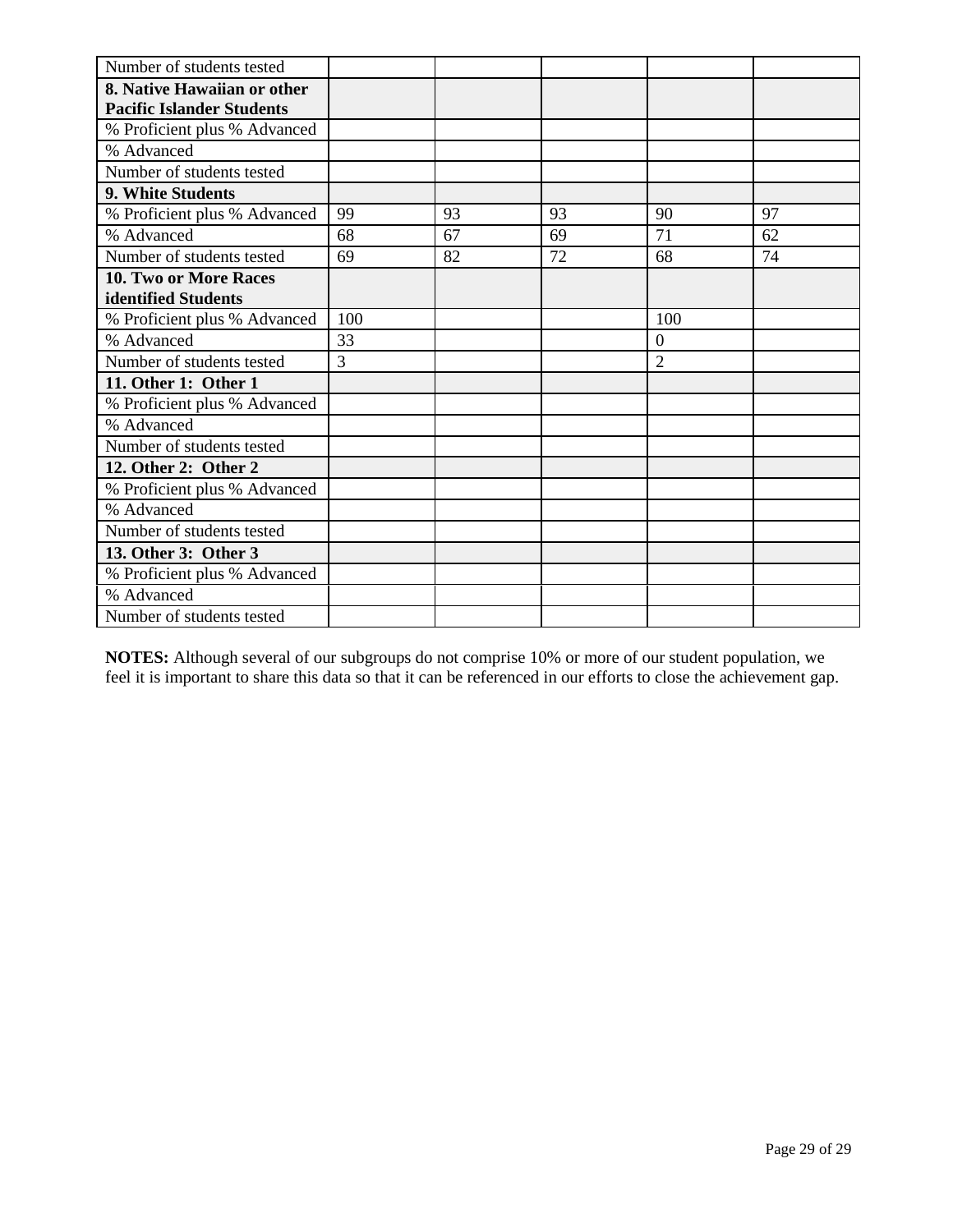| | | | | | |
|---|---|---|---|---|---|
| Number of students tested | | | | | |
| **8. Native Hawaiian or other Pacific Islander Students** | | | | | |
| % Proficient plus % Advanced | | | | | |
| % Advanced | | | | | |
| Number of students tested | | | | | |
| **9. White Students** | | | | | |
| % Proficient plus % Advanced | 99 | 93 | 93 | 90 | 97 |
| % Advanced | 68 | 67 | 69 | 71 | 62 |
| Number of students tested | 69 | 82 | 72 | 68 | 74 |
| **10. Two or More Races identified Students** | | | | | |
| % Proficient plus % Advanced | 100 | | | 100 | |
| % Advanced | 33 | | | 0 | |
| Number of students tested | 3 | | | 2 | |
| **11. Other 1: Other 1** | | | | | |
| % Proficient plus % Advanced | | | | | |
| % Advanced | | | | | |
| Number of students tested | | | | | |
| **12. Other 2: Other 2** | | | | | |
| % Proficient plus % Advanced | | | | | |
| % Advanced | | | | | |
| Number of students tested | | | | | |
| **13. Other 3: Other 3** | | | | | |
| % Proficient plus % Advanced | | | | | |
| % Advanced | | | | | |
| Number of students tested | | | | | |

**NOTES:** Although several of our subgroups do not comprise 10% or more of our student population, we feel it is important to share this data so that it can be referenced in our efforts to close the achievement gap.